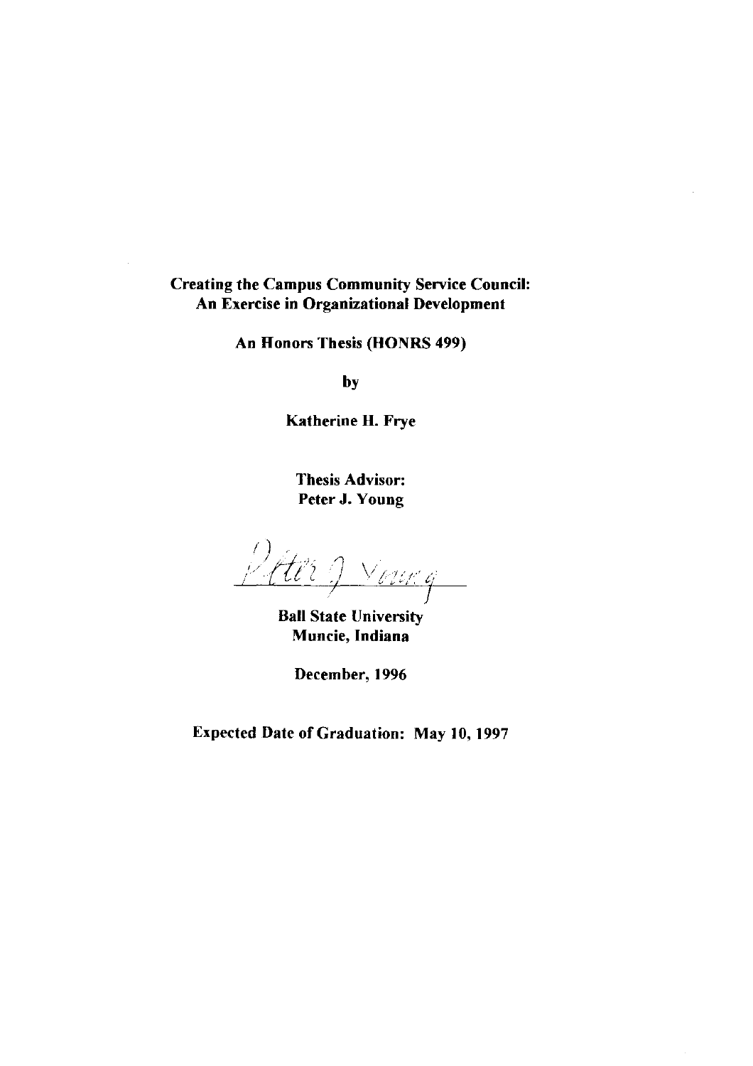**Creating the Campus Community Service Council:**
**An Exercise in Organizational Development**

**An Honors Thesis (HONRS 499)**

**by**

**Katherine H. Frye**

**Thesis Advisor:**
**Peter J. Young**

Peter J. Young

**Ball State University**
**Muncie, Indiana**

**December, 1996**

**Expected Date of Graduation: May 10, 1997**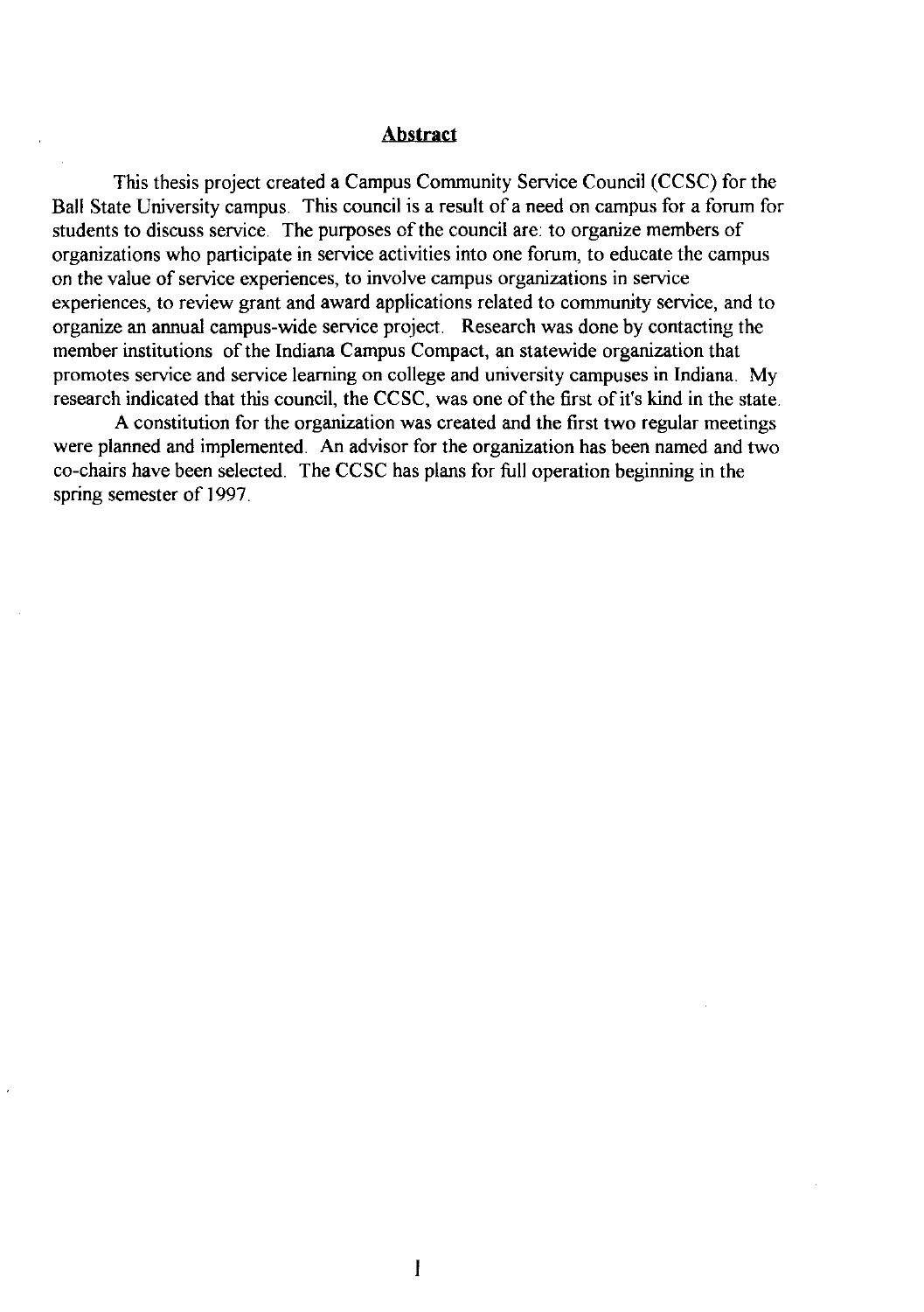## Abstract

This thesis project created a Campus Community Service Council (CCSC) for the Ball State University campus. This council is a result of a need on campus for a forum for students to discuss service. The purposes of the council are: to organize members of organizations who participate in service activities into one forum, to educate the campus on the value of service experiences, to involve campus organizations in service experiences, to review grant and award applications related to community service, and to organize an annual campus-wide service project. Research was done by contacting the member institutions of the Indiana Campus Compact, an statewide organization that promotes service and service learning on college and university campuses in Indiana. My research indicated that this council, the CCSC, was one of the first of it's kind in the state.

A constitution for the organization was created and the first two regular meetings were planned and implemented. An advisor for the organization has been named and two co-chairs have been selected. The CCSC has plans for full operation beginning in the spring semester of 1997.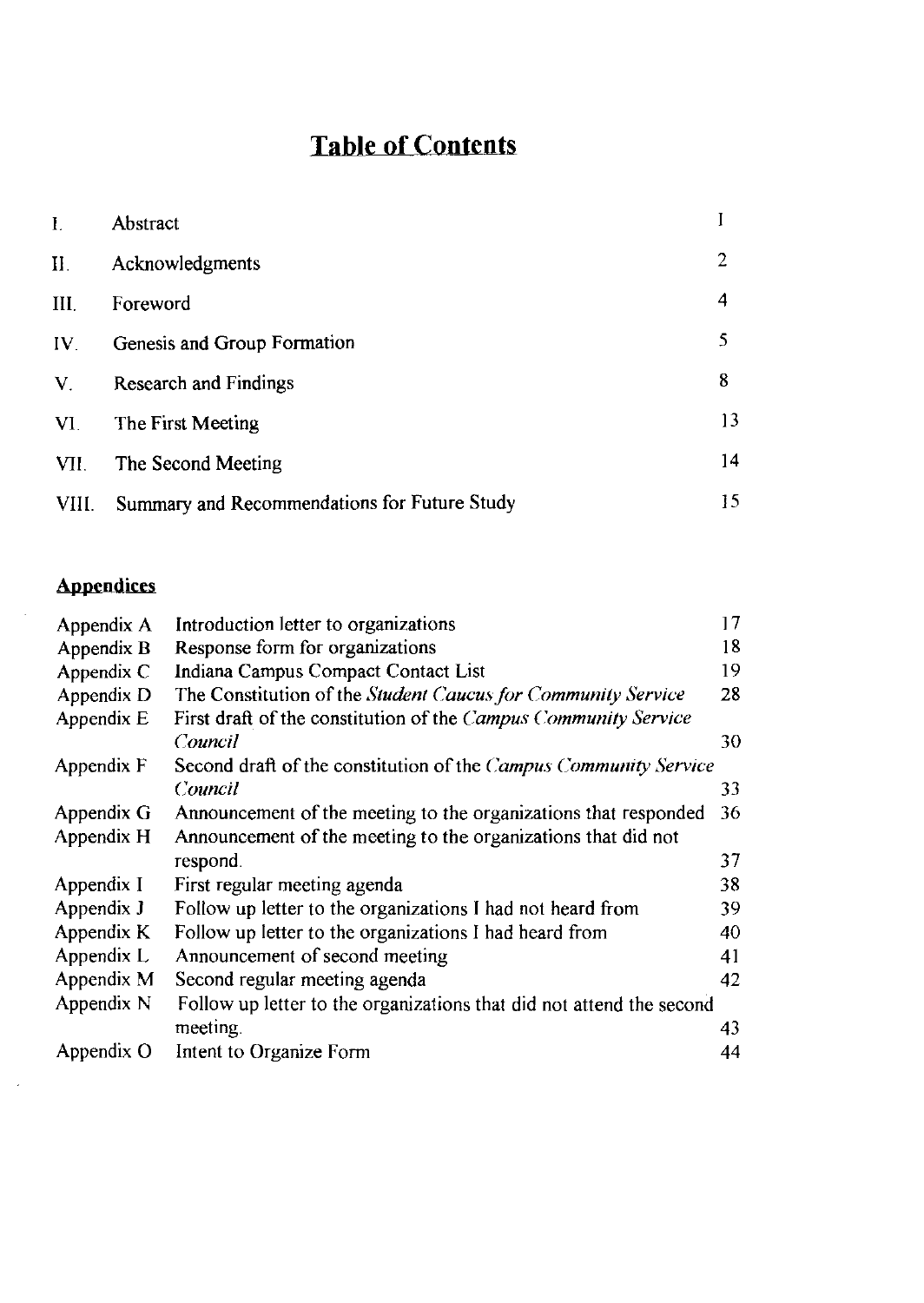# Table of Contents

| | | |
|---|---|---|
| I. | Abstract | 1 |
| II. | Acknowledgments | 2 |
| III. | Foreword | 4 |
| IV. | Genesis and Group Formation | 5 |
| V. | Research and Findings | 8 |
| VI. | The First Meeting | 13 |
| VII. | The Second Meeting | 14 |
| VIII. | Summary and Recommendations for Future Study | 15 |

## Appendices

| | | |
|---|---|---|
| Appendix A | Introduction letter to organizations | 17 |
| Appendix B | Response form for organizations | 18 |
| Appendix C | Indiana Campus Compact Contact List | 19 |
| Appendix D | The Constitution of the *Student Caucus for Community Service* | 28 |
| Appendix E | First draft of the constitution of the *Campus Community Service Council* | 30 |
| Appendix F | Second draft of the constitution of the *Campus Community Service Council* | 33 |
| Appendix G | Announcement of the meeting to the organizations that responded | 36 |
| Appendix H | Announcement of the meeting to the organizations that did not respond. | 37 |
| Appendix I | First regular meeting agenda | 38 |
| Appendix J | Follow up letter to the organizations I had not heard from | 39 |
| Appendix K | Follow up letter to the organizations I had heard from | 40 |
| Appendix L | Announcement of second meeting | 41 |
| Appendix M | Second regular meeting agenda | 42 |
| Appendix N | Follow up letter to the organizations that did not attend the second meeting. | 43 |
| Appendix O | Intent to Organize Form | 44 |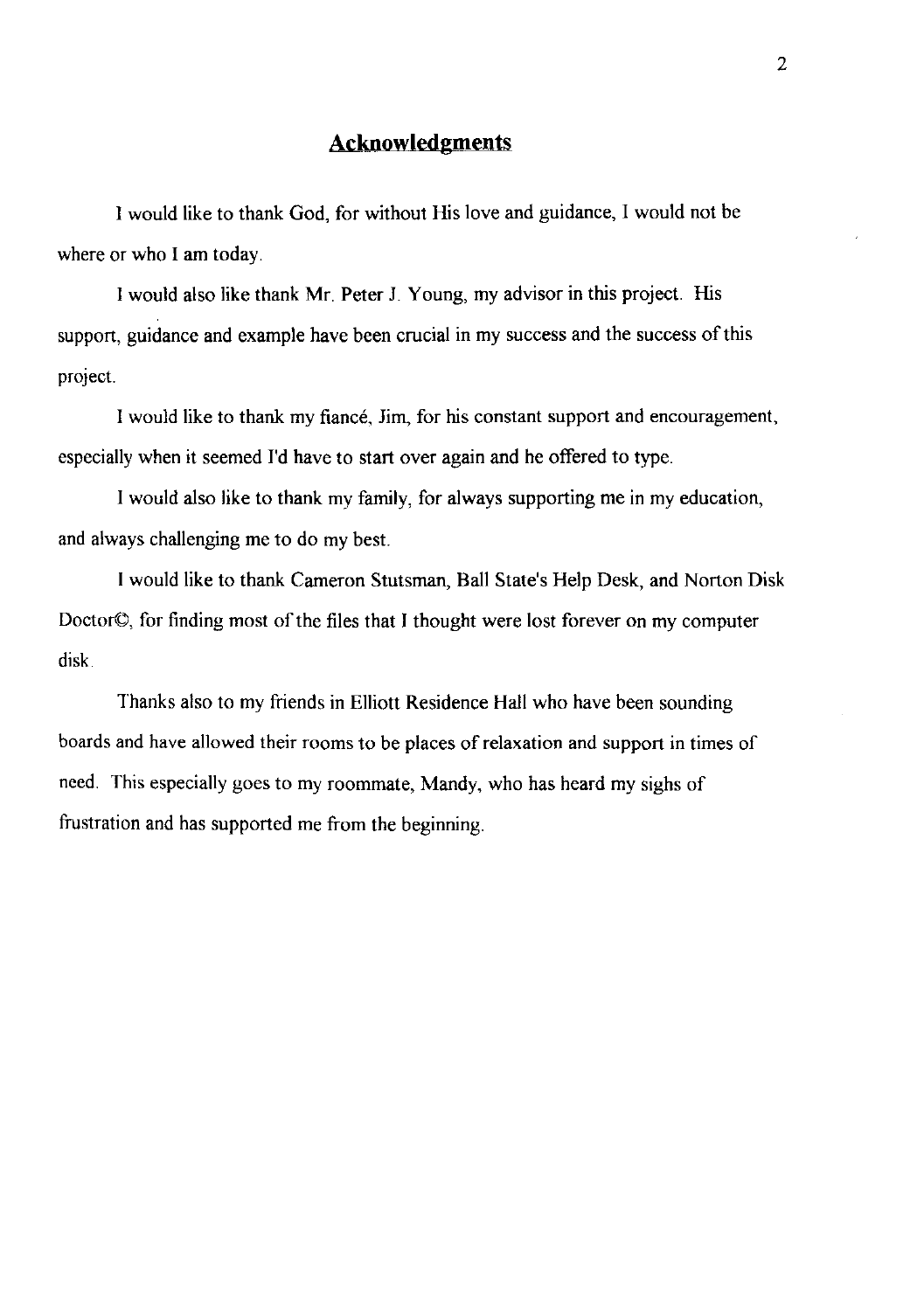## Acknowledgments

I would like to thank God, for without His love and guidance, I would not be where or who I am today.

I would also like thank Mr. Peter J. Young, my advisor in this project. His support, guidance and example have been crucial in my success and the success of this project.

I would like to thank my fiancé, Jim, for his constant support and encouragement, especially when it seemed I'd have to start over again and he offered to type.

I would also like to thank my family, for always supporting me in my education, and always challenging me to do my best.

I would like to thank Cameron Stutsman, Ball State's Help Desk, and Norton Disk Doctor©, for finding most of the files that I thought were lost forever on my computer disk.

Thanks also to my friends in Elliott Residence Hall who have been sounding boards and have allowed their rooms to be places of relaxation and support in times of need. This especially goes to my roommate, Mandy, who has heard my sighs of frustration and has supported me from the beginning.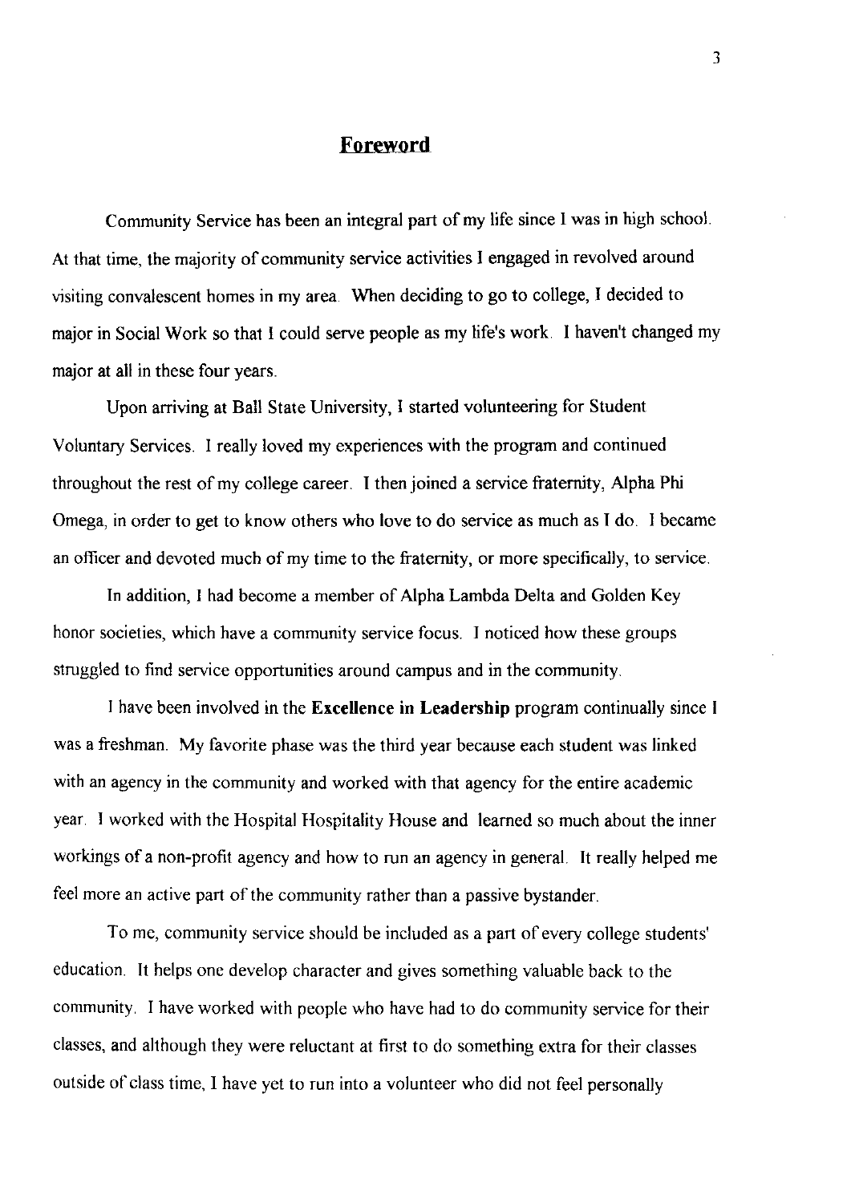# Foreword

Community Service has been an integral part of my life since I was in high school. At that time, the majority of community service activities I engaged in revolved around visiting convalescent homes in my area. When deciding to go to college, I decided to major in Social Work so that I could serve people as my life's work. I haven't changed my major at all in these four years.

Upon arriving at Ball State University, I started volunteering for Student Voluntary Services. I really loved my experiences with the program and continued throughout the rest of my college career. I then joined a service fraternity, Alpha Phi Omega, in order to get to know others who love to do service as much as I do. I became an officer and devoted much of my time to the fraternity, or more specifically, to service.

In addition, I had become a member of Alpha Lambda Delta and Golden Key honor societies, which have a community service focus. I noticed how these groups struggled to find service opportunities around campus and in the community.

I have been involved in the **Excellence in Leadership** program continually since I was a freshman. My favorite phase was the third year because each student was linked with an agency in the community and worked with that agency for the entire academic year. I worked with the Hospital Hospitality House and learned so much about the inner workings of a non-profit agency and how to run an agency in general. It really helped me feel more an active part of the community rather than a passive bystander.

To me, community service should be included as a part of every college students' education. It helps one develop character and gives something valuable back to the community. I have worked with people who have had to do community service for their classes, and although they were reluctant at first to do something extra for their classes outside of class time, I have yet to run into a volunteer who did not feel personally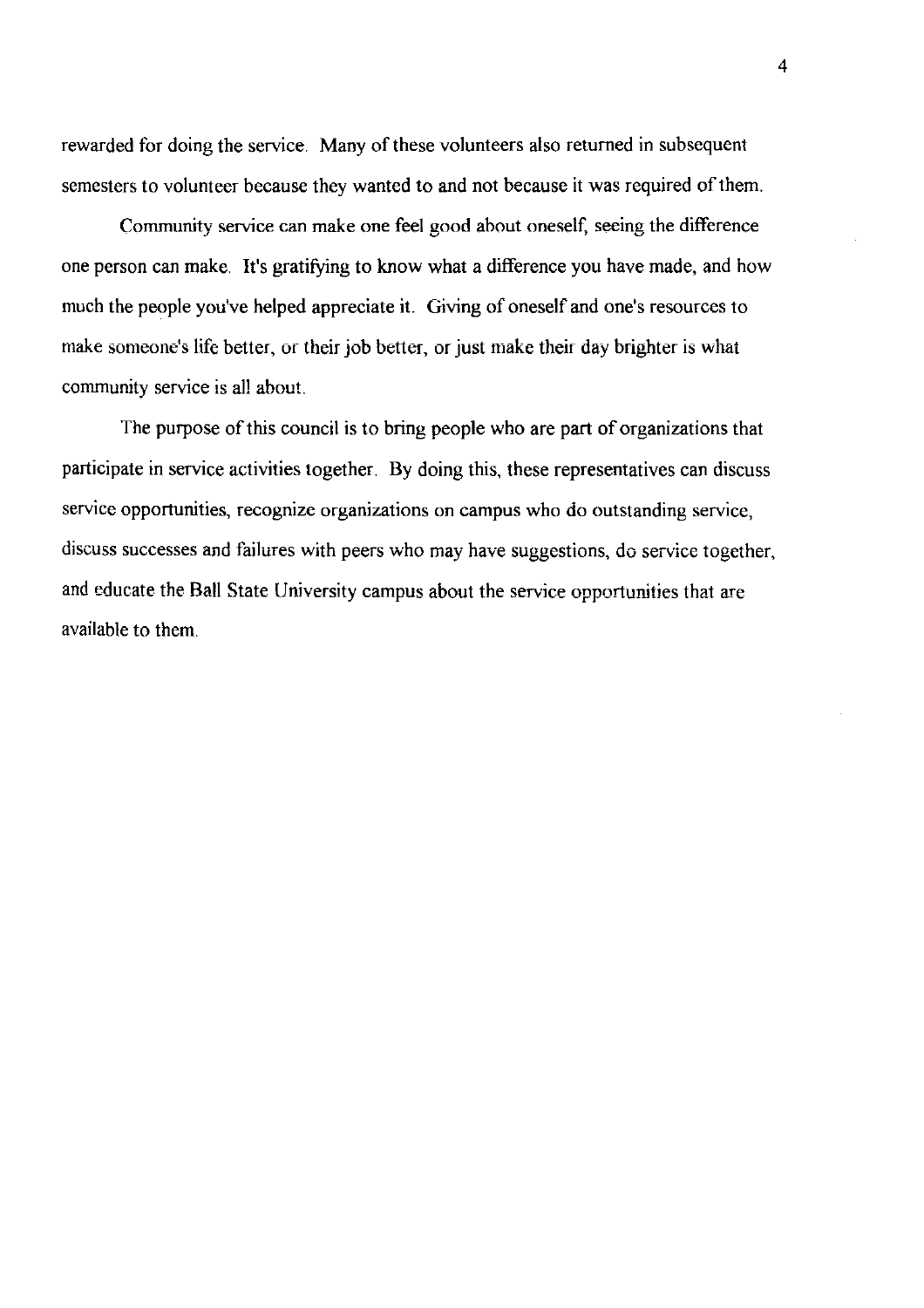rewarded for doing the service. Many of these volunteers also returned in subsequent semesters to volunteer because they wanted to and not because it was required of them.

Community service can make one feel good about oneself, seeing the difference one person can make. It's gratifying to know what a difference you have made, and how much the people you've helped appreciate it. Giving of oneself and one's resources to make someone's life better, or their job better, or just make their day brighter is what community service is all about.

The purpose of this council is to bring people who are part of organizations that participate in service activities together. By doing this, these representatives can discuss service opportunities, recognize organizations on campus who do outstanding service, discuss successes and failures with peers who may have suggestions, do service together, and educate the Ball State University campus about the service opportunities that are available to them.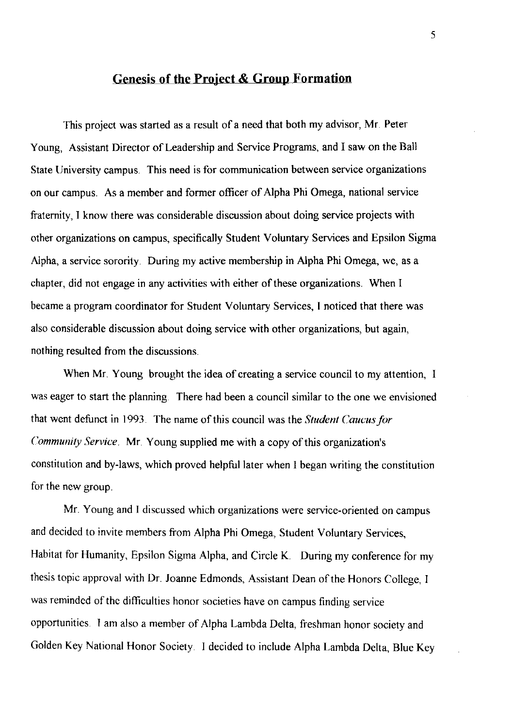## Genesis of the Project & Group Formation

This project was started as a result of a need that both my advisor, Mr. Peter Young, Assistant Director of Leadership and Service Programs, and I saw on the Ball State University campus. This need is for communication between service organizations on our campus. As a member and former officer of Alpha Phi Omega, national service fraternity, I know there was considerable discussion about doing service projects with other organizations on campus, specifically Student Voluntary Services and Epsilon Sigma Alpha, a service sorority. During my active membership in Alpha Phi Omega, we, as a chapter, did not engage in any activities with either of these organizations. When I became a program coordinator for Student Voluntary Services, I noticed that there was also considerable discussion about doing service with other organizations, but again, nothing resulted from the discussions.

When Mr. Young brought the idea of creating a service council to my attention, I was eager to start the planning. There had been a council similar to the one we envisioned that went defunct in 1993. The name of this council was the *Student Caucus for Community Service*. Mr. Young supplied me with a copy of this organization's constitution and by-laws, which proved helpful later when I began writing the constitution for the new group.

Mr. Young and I discussed which organizations were service-oriented on campus and decided to invite members from Alpha Phi Omega, Student Voluntary Services, Habitat for Humanity, Epsilon Sigma Alpha, and Circle K. During my conference for my thesis topic approval with Dr. Joanne Edmonds, Assistant Dean of the Honors College, I was reminded of the difficulties honor societies have on campus finding service opportunities. I am also a member of Alpha Lambda Delta, freshman honor society and Golden Key National Honor Society. I decided to include Alpha Lambda Delta, Blue Key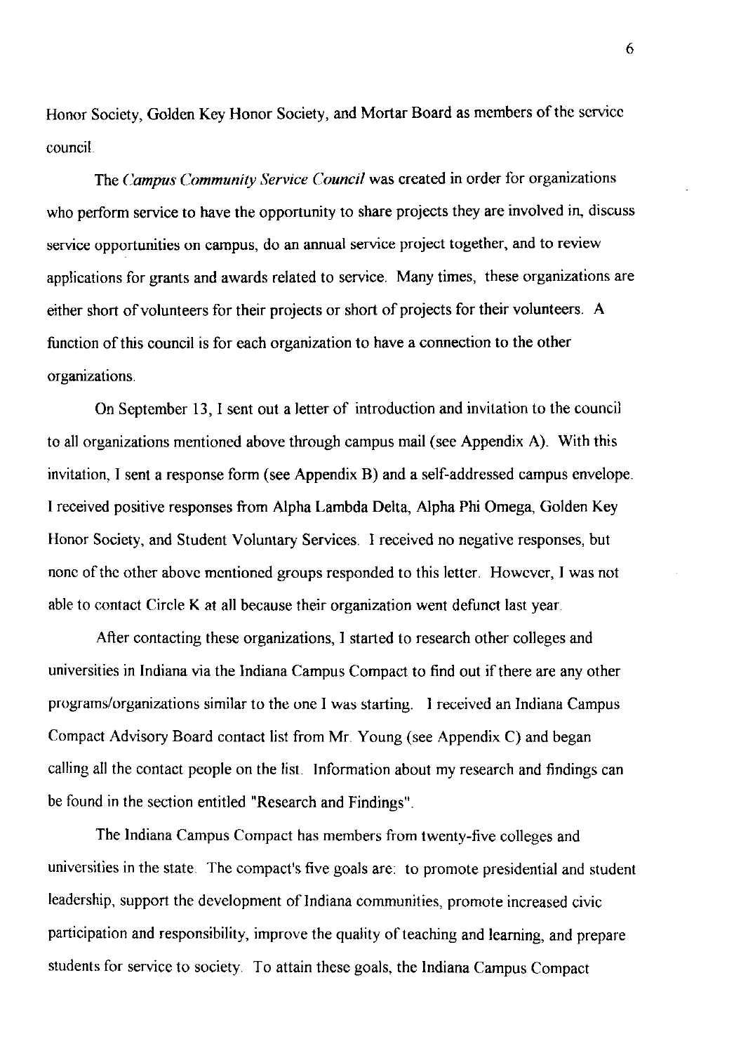Honor Society, Golden Key Honor Society, and Mortar Board as members of the service council.

The *Campus Community Service Council* was created in order for organizations who perform service to have the opportunity to share projects they are involved in, discuss service opportunities on campus, do an annual service project together, and to review applications for grants and awards related to service. Many times, these organizations are either short of volunteers for their projects or short of projects for their volunteers. A function of this council is for each organization to have a connection to the other organizations.

On September 13, I sent out a letter of introduction and invitation to the council to all organizations mentioned above through campus mail (see Appendix A). With this invitation, I sent a response form (see Appendix B) and a self-addressed campus envelope. I received positive responses from Alpha Lambda Delta, Alpha Phi Omega, Golden Key Honor Society, and Student Voluntary Services. I received no negative responses, but none of the other above mentioned groups responded to this letter. However, I was not able to contact Circle K at all because their organization went defunct last year.

After contacting these organizations, I started to research other colleges and universities in Indiana via the Indiana Campus Compact to find out if there are any other programs/organizations similar to the one I was starting. I received an Indiana Campus Compact Advisory Board contact list from Mr. Young (see Appendix C) and began calling all the contact people on the list. Information about my research and findings can be found in the section entitled "Research and Findings".

The Indiana Campus Compact has members from twenty-five colleges and universities in the state. The compact's five goals are: to promote presidential and student leadership, support the development of Indiana communities, promote increased civic participation and responsibility, improve the quality of teaching and learning, and prepare students for service to society. To attain these goals, the Indiana Campus Compact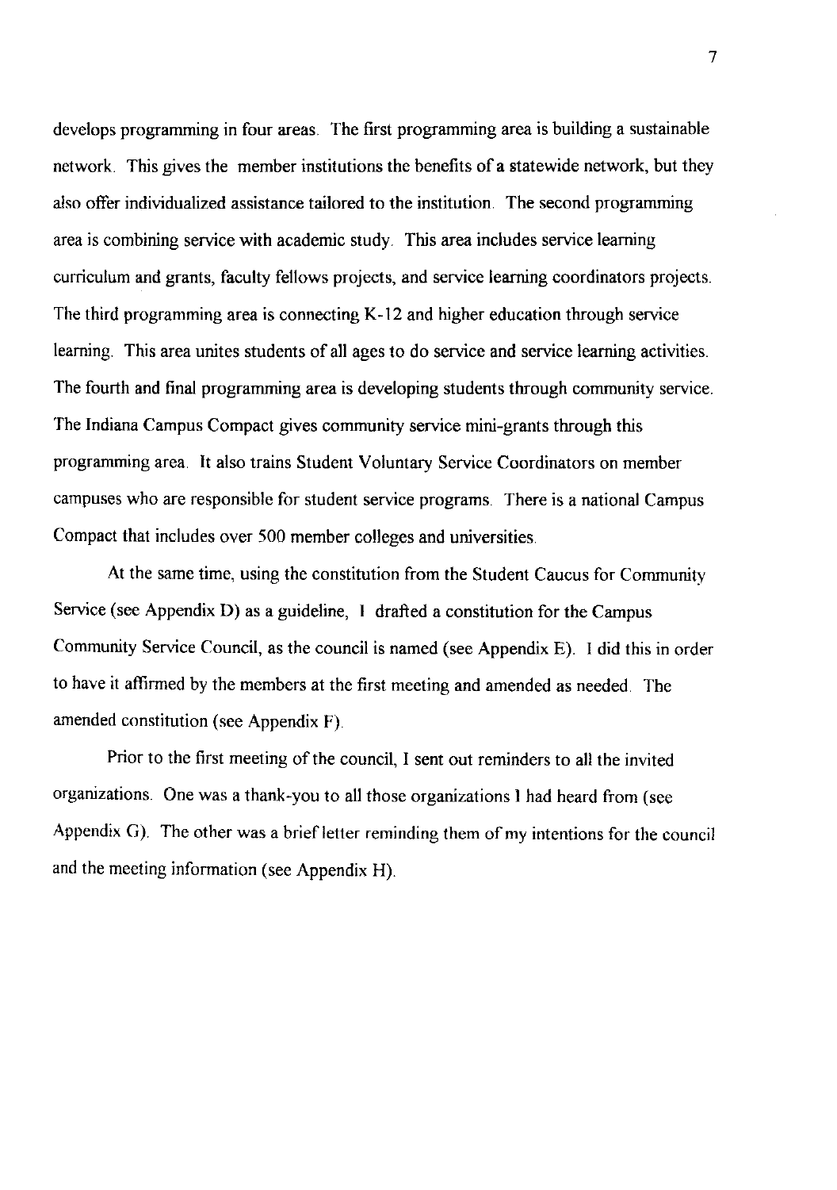develops programming in four areas. The first programming area is building a sustainable network. This gives the member institutions the benefits of a statewide network, but they also offer individualized assistance tailored to the institution. The second programming area is combining service with academic study. This area includes service learning curriculum and grants, faculty fellows projects, and service learning coordinators projects. The third programming area is connecting K-12 and higher education through service learning. This area unites students of all ages to do service and service learning activities. The fourth and final programming area is developing students through community service. The Indiana Campus Compact gives community service mini-grants through this programming area. It also trains Student Voluntary Service Coordinators on member campuses who are responsible for student service programs. There is a national Campus Compact that includes over 500 member colleges and universities.

At the same time, using the constitution from the Student Caucus for Community Service (see Appendix D) as a guideline, I drafted a constitution for the Campus Community Service Council, as the council is named (see Appendix E). I did this in order to have it affirmed by the members at the first meeting and amended as needed. The amended constitution (see Appendix F).

Prior to the first meeting of the council, I sent out reminders to all the invited organizations. One was a thank-you to all those organizations I had heard from (see Appendix G). The other was a brief letter reminding them of my intentions for the council and the meeting information (see Appendix H).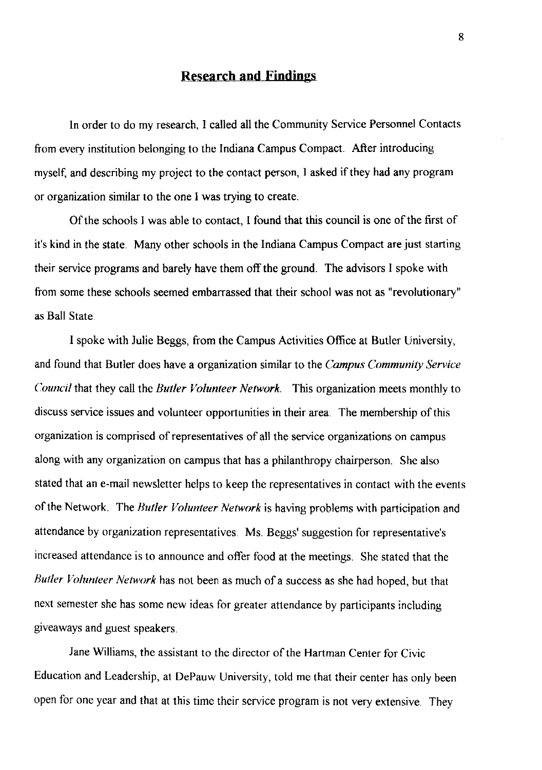## Research and Findings

In order to do my research, I called all the Community Service Personnel Contacts from every institution belonging to the Indiana Campus Compact. After introducing myself, and describing my project to the contact person, I asked if they had any program or organization similar to the one I was trying to create.

Of the schools I was able to contact, I found that this council is one of the first of it's kind in the state. Many other schools in the Indiana Campus Compact are just starting their service programs and barely have them off the ground. The advisors I spoke with from some these schools seemed embarrassed that their school was not as "revolutionary" as Ball State.

I spoke with Julie Beggs, from the Campus Activities Office at Butler University, and found that Butler does have a organization similar to the *Campus Community Service Council* that they call the *Butler Volunteer Network*. This organization meets monthly to discuss service issues and volunteer opportunities in their area. The membership of this organization is comprised of representatives of all the service organizations on campus along with any organization on campus that has a philanthropy chairperson. She also stated that an e-mail newsletter helps to keep the representatives in contact with the events of the Network. The *Butler Volunteer Network* is having problems with participation and attendance by organization representatives. Ms. Beggs' suggestion for representative's increased attendance is to announce and offer food at the meetings. She stated that the *Butler Volunteer Network* has not been as much of a success as she had hoped, but that next semester she has some new ideas for greater attendance by participants including giveaways and guest speakers.

Jane Williams, the assistant to the director of the Hartman Center for Civic Education and Leadership, at DePauw University, told me that their center has only been open for one year and that at this time their service program is not very extensive. They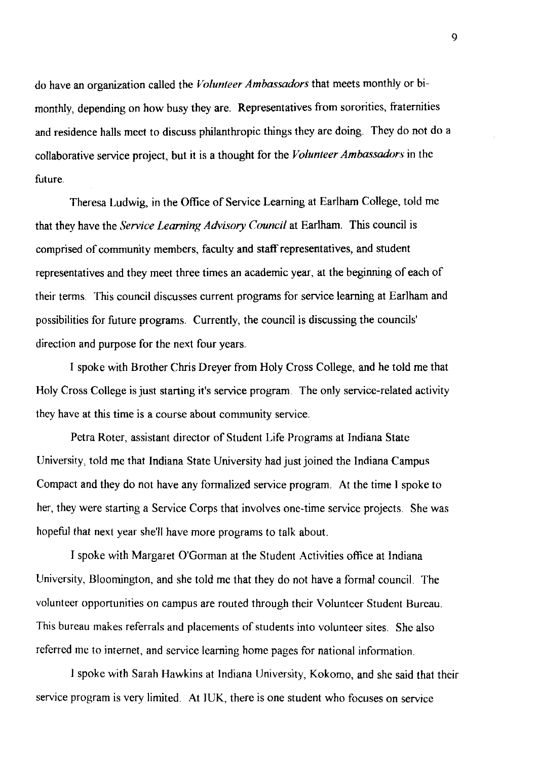do have an organization called the *Volunteer Ambassadors* that meets monthly or bi-monthly, depending on how busy they are. Representatives from sororities, fraternities and residence halls meet to discuss philanthropic things they are doing. They do not do a collaborative service project, but it is a thought for the *Volunteer Ambassadors* in the future.

Theresa Ludwig, in the Office of Service Learning at Earlham College, told me that they have the *Service Learning Advisory Council* at Earlham. This council is comprised of community members, faculty and staff representatives, and student representatives and they meet three times an academic year, at the beginning of each of their terms. This council discusses current programs for service learning at Earlham and possibilities for future programs. Currently, the council is discussing the councils' direction and purpose for the next four years.

I spoke with Brother Chris Dreyer from Holy Cross College, and he told me that Holy Cross College is just starting it's service program. The only service-related activity they have at this time is a course about community service.

Petra Roter, assistant director of Student Life Programs at Indiana State University, told me that Indiana State University had just joined the Indiana Campus Compact and they do not have any formalized service program. At the time I spoke to her, they were starting a Service Corps that involves one-time service projects. She was hopeful that next year she'll have more programs to talk about.

I spoke with Margaret O'Gorman at the Student Activities office at Indiana University, Bloomington, and she told me that they do not have a formal council. The volunteer opportunities on campus are routed through their Volunteer Student Bureau. This bureau makes referrals and placements of students into volunteer sites. She also referred me to internet, and service learning home pages for national information.

I spoke with Sarah Hawkins at Indiana University, Kokomo, and she said that their service program is very limited. At IUK, there is one student who focuses on service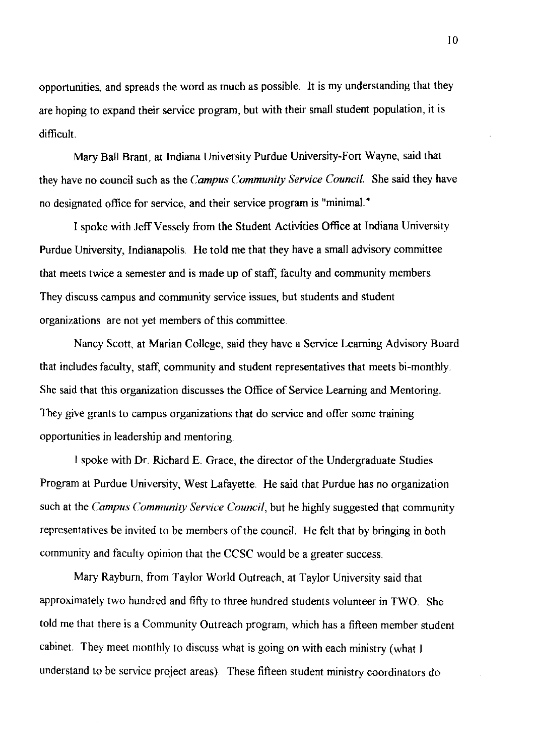opportunities, and spreads the word as much as possible. It is my understanding that they are hoping to expand their service program, but with their small student population, it is difficult.

Mary Ball Brant, at Indiana University Purdue University-Fort Wayne, said that they have no council such as the *Campus Community Service Council*. She said they have no designated office for service, and their service program is "minimal."

I spoke with Jeff Vessely from the Student Activities Office at Indiana University Purdue University, Indianapolis. He told me that they have a small advisory committee that meets twice a semester and is made up of staff, faculty and community members. They discuss campus and community service issues, but students and student organizations are not yet members of this committee.

Nancy Scott, at Marian College, said they have a Service Learning Advisory Board that includes faculty, staff, community and student representatives that meets bi-monthly. She said that this organization discusses the Office of Service Learning and Mentoring. They give grants to campus organizations that do service and offer some training opportunities in leadership and mentoring.

I spoke with Dr. Richard E. Grace, the director of the Undergraduate Studies Program at Purdue University, West Lafayette. He said that Purdue has no organization such at the *Campus Community Service Council*, but he highly suggested that community representatives be invited to be members of the council. He felt that by bringing in both community and faculty opinion that the CCSC would be a greater success.

Mary Rayburn, from Taylor World Outreach, at Taylor University said that approximately two hundred and fifty to three hundred students volunteer in TWO. She told me that there is a Community Outreach program, which has a fifteen member student cabinet. They meet monthly to discuss what is going on with each ministry (what I understand to be service project areas). These fifteen student ministry coordinators do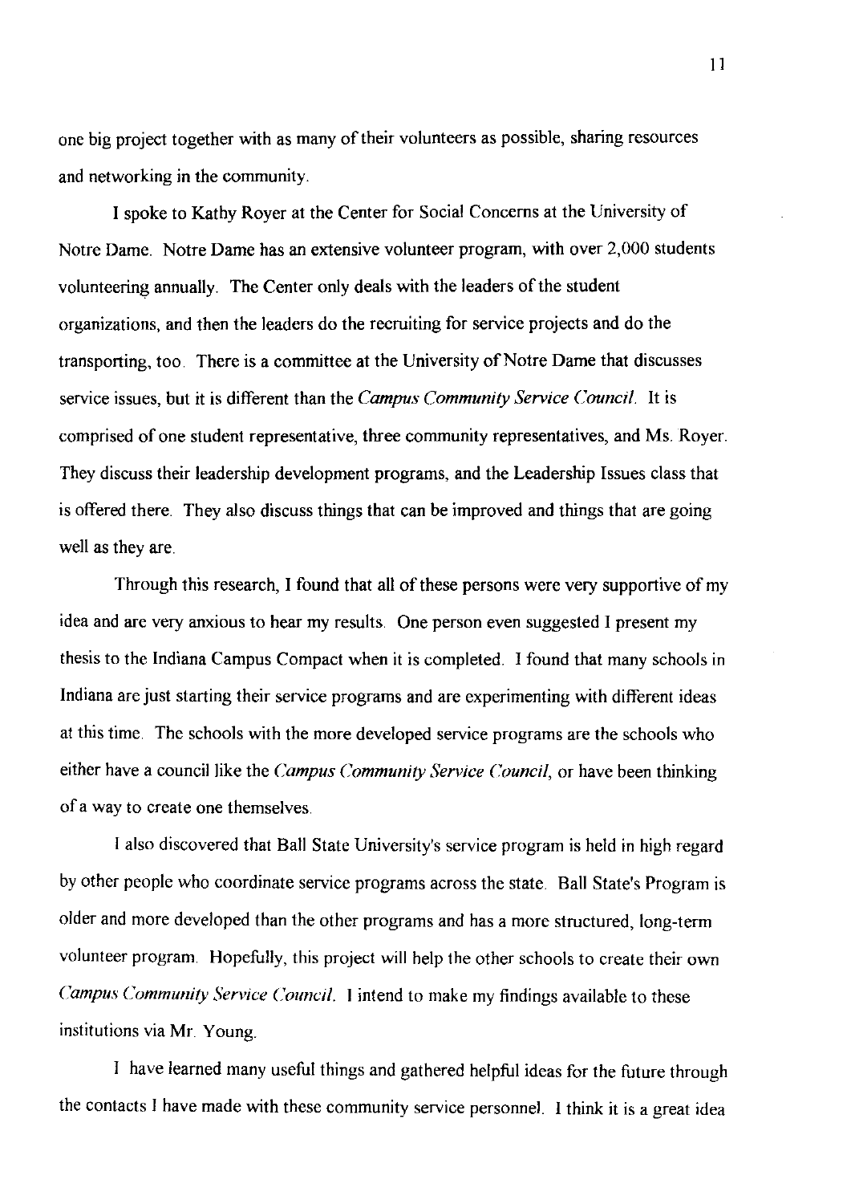one big project together with as many of their volunteers as possible, sharing resources and networking in the community.

I spoke to Kathy Royer at the Center for Social Concerns at the University of Notre Dame. Notre Dame has an extensive volunteer program, with over 2,000 students volunteering annually. The Center only deals with the leaders of the student organizations, and then the leaders do the recruiting for service projects and do the transporting, too. There is a committee at the University of Notre Dame that discusses service issues, but it is different than the *Campus Community Service Council*. It is comprised of one student representative, three community representatives, and Ms. Royer. They discuss their leadership development programs, and the Leadership Issues class that is offered there. They also discuss things that can be improved and things that are going well as they are.

Through this research, I found that all of these persons were very supportive of my idea and are very anxious to hear my results. One person even suggested I present my thesis to the Indiana Campus Compact when it is completed. I found that many schools in Indiana are just starting their service programs and are experimenting with different ideas at this time. The schools with the more developed service programs are the schools who either have a council like the *Campus Community Service Council*, or have been thinking of a way to create one themselves.

I also discovered that Ball State University's service program is held in high regard by other people who coordinate service programs across the state. Ball State's Program is older and more developed than the other programs and has a more structured, long-term volunteer program. Hopefully, this project will help the other schools to create their own *Campus Community Service Council*. I intend to make my findings available to these institutions via Mr. Young.

I have learned many useful things and gathered helpful ideas for the future through the contacts I have made with these community service personnel. I think it is a great idea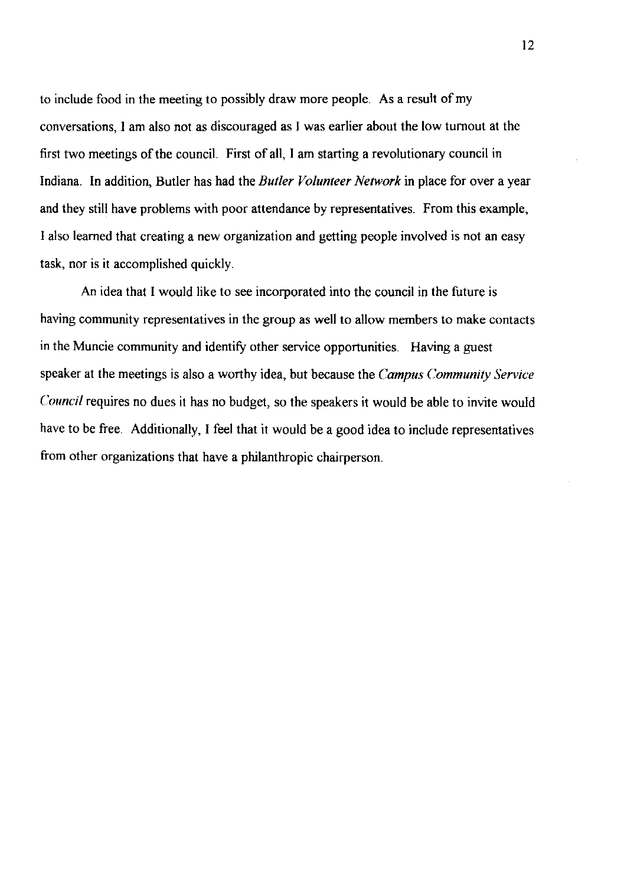to include food in the meeting to possibly draw more people. As a result of my conversations, I am also not as discouraged as I was earlier about the low turnout at the first two meetings of the council. First of all, I am starting a revolutionary council in Indiana. In addition, Butler has had the *Butler Volunteer Network* in place for over a year and they still have problems with poor attendance by representatives. From this example, I also learned that creating a new organization and getting people involved is not an easy task, nor is it accomplished quickly.

An idea that I would like to see incorporated into the council in the future is having community representatives in the group as well to allow members to make contacts in the Muncie community and identify other service opportunities. Having a guest speaker at the meetings is also a worthy idea, but because the *Campus Community Service Council* requires no dues it has no budget, so the speakers it would be able to invite would have to be free. Additionally, I feel that it would be a good idea to include representatives from other organizations that have a philanthropic chairperson.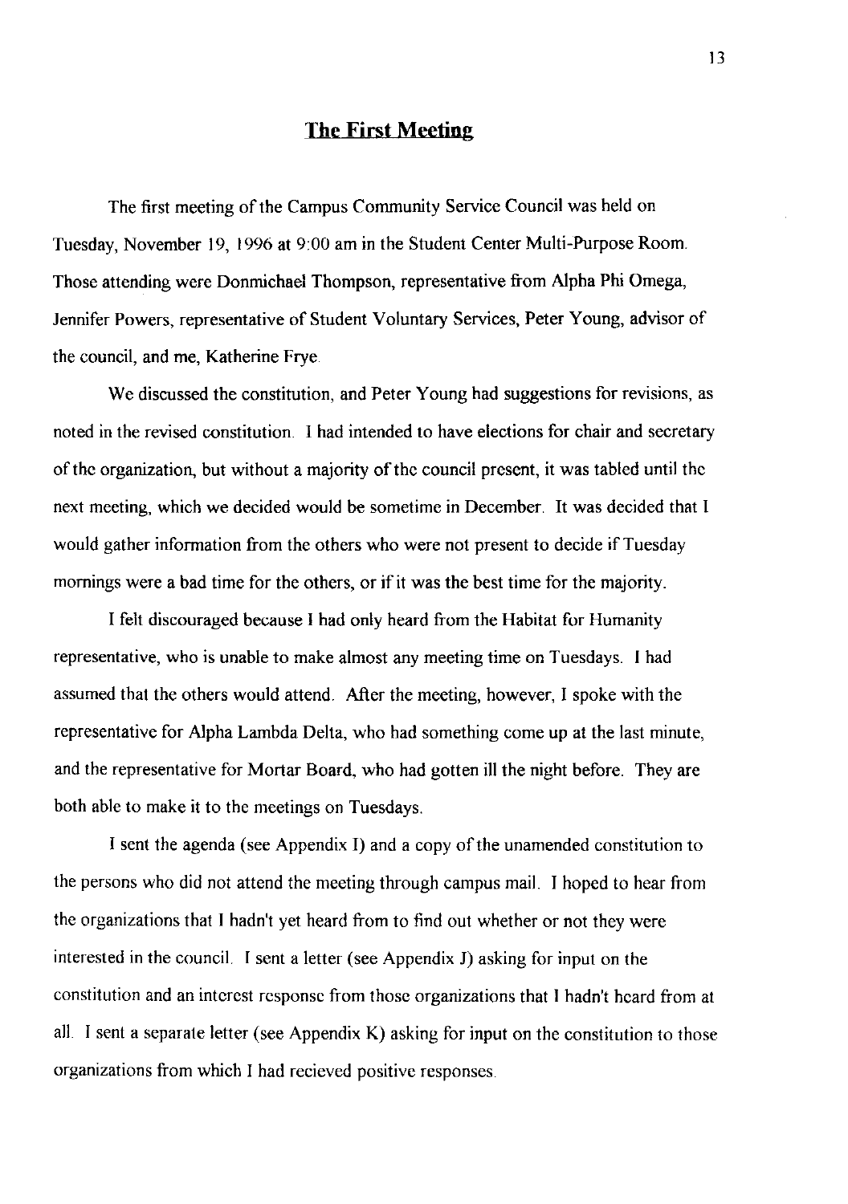## The First Meeting

The first meeting of the Campus Community Service Council was held on Tuesday, November 19, 1996 at 9:00 am in the Student Center Multi-Purpose Room. Those attending were Donmichael Thompson, representative from Alpha Phi Omega, Jennifer Powers, representative of Student Voluntary Services, Peter Young, advisor of the council, and me, Katherine Frye.

We discussed the constitution, and Peter Young had suggestions for revisions, as noted in the revised constitution. I had intended to have elections for chair and secretary of the organization, but without a majority of the council present, it was tabled until the next meeting, which we decided would be sometime in December. It was decided that I would gather information from the others who were not present to decide if Tuesday mornings were a bad time for the others, or if it was the best time for the majority.

I felt discouraged because I had only heard from the Habitat for Humanity representative, who is unable to make almost any meeting time on Tuesdays. I had assumed that the others would attend. After the meeting, however, I spoke with the representative for Alpha Lambda Delta, who had something come up at the last minute, and the representative for Mortar Board, who had gotten ill the night before. They are both able to make it to the meetings on Tuesdays.

I sent the agenda (see Appendix I) and a copy of the unamended constitution to the persons who did not attend the meeting through campus mail. I hoped to hear from the organizations that I hadn't yet heard from to find out whether or not they were interested in the council. I sent a letter (see Appendix J) asking for input on the constitution and an interest response from those organizations that I hadn't heard from at all. I sent a separate letter (see Appendix K) asking for input on the constitution to those organizations from which I had recieved positive responses.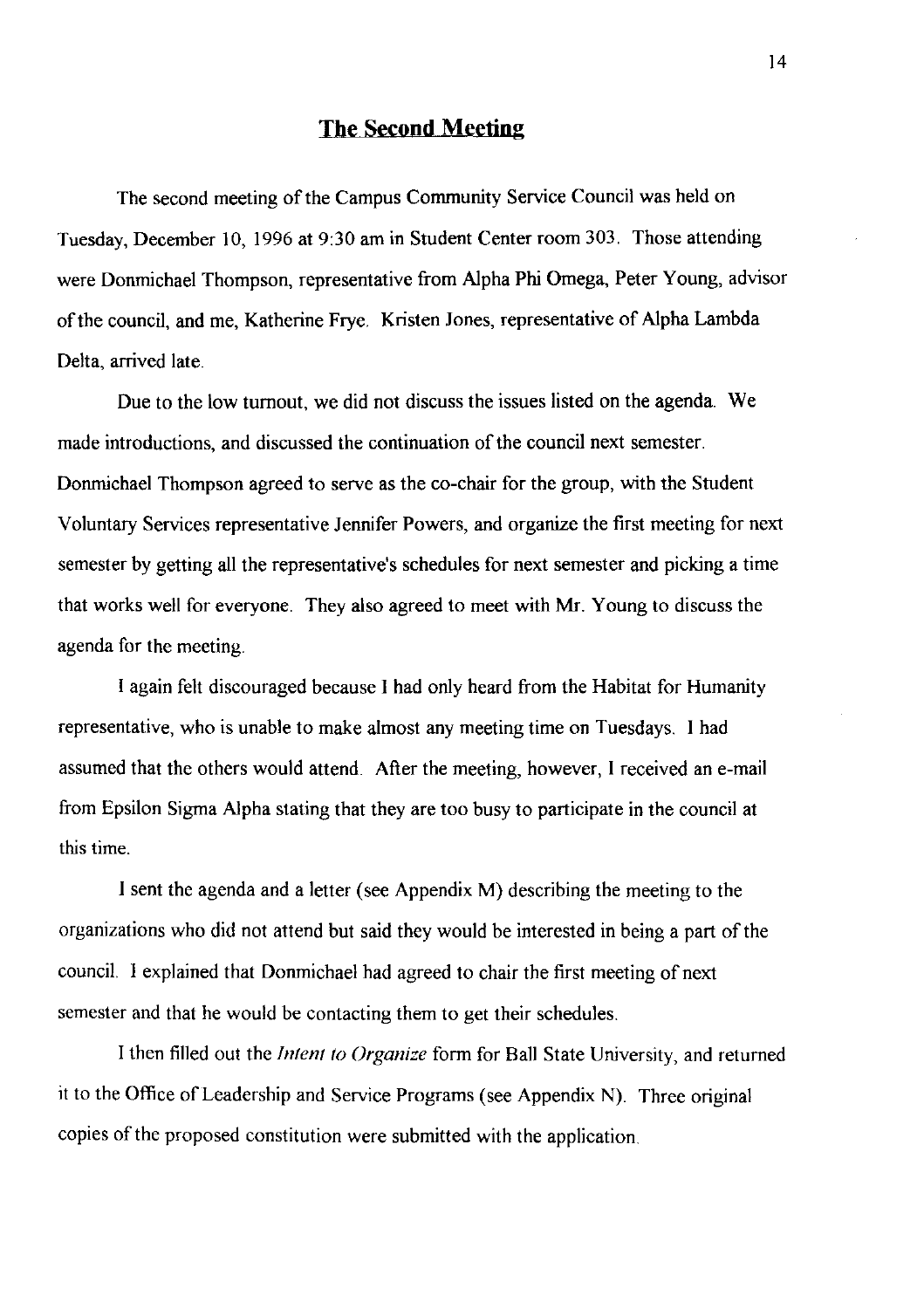## The Second Meeting

The second meeting of the Campus Community Service Council was held on Tuesday, December 10, 1996 at 9:30 am in Student Center room 303. Those attending were Donmichael Thompson, representative from Alpha Phi Omega, Peter Young, advisor of the council, and me, Katherine Frye. Kristen Jones, representative of Alpha Lambda Delta, arrived late.

Due to the low turnout, we did not discuss the issues listed on the agenda. We made introductions, and discussed the continuation of the council next semester. Donmichael Thompson agreed to serve as the co-chair for the group, with the Student Voluntary Services representative Jennifer Powers, and organize the first meeting for next semester by getting all the representative's schedules for next semester and picking a time that works well for everyone. They also agreed to meet with Mr. Young to discuss the agenda for the meeting.

I again felt discouraged because I had only heard from the Habitat for Humanity representative, who is unable to make almost any meeting time on Tuesdays. I had assumed that the others would attend. After the meeting, however, I received an e-mail from Epsilon Sigma Alpha stating that they are too busy to participate in the council at this time.

I sent the agenda and a letter (see Appendix M) describing the meeting to the organizations who did not attend but said they would be interested in being a part of the council. I explained that Donmichael had agreed to chair the first meeting of next semester and that he would be contacting them to get their schedules.

I then filled out the *Intent to Organize* form for Ball State University, and returned it to the Office of Leadership and Service Programs (see Appendix N). Three original copies of the proposed constitution were submitted with the application.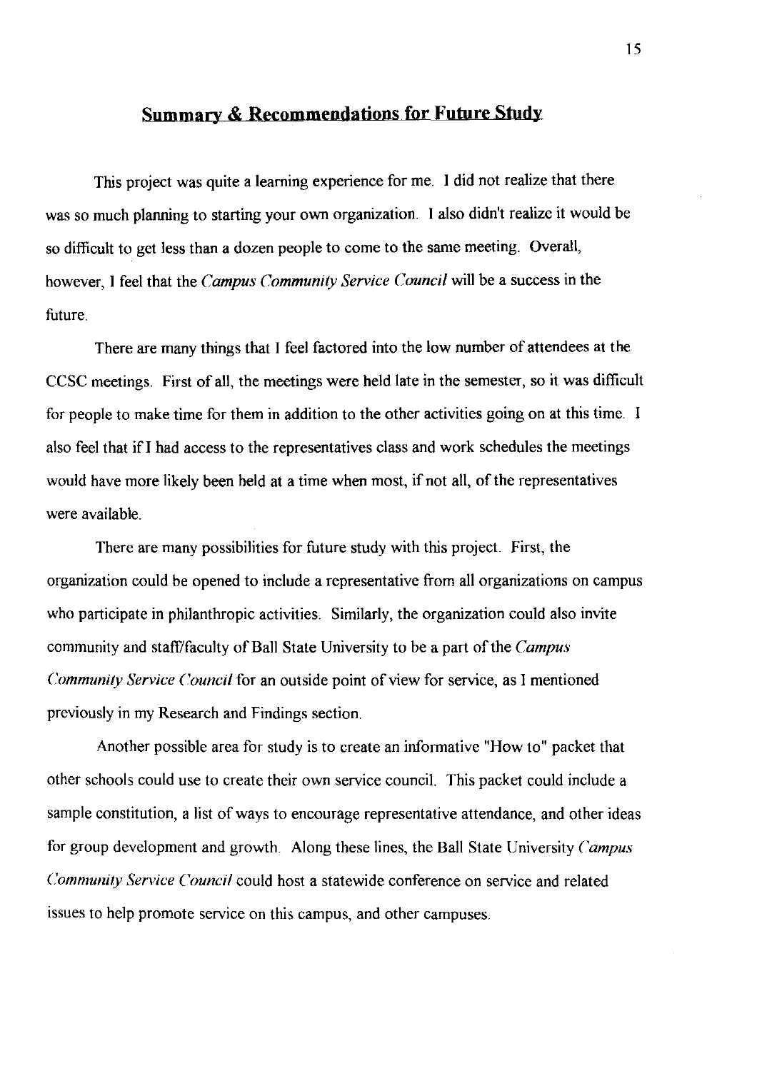## Summary & Recommendations for Future Study

This project was quite a learning experience for me. I did not realize that there was so much planning to starting your own organization. I also didn't realize it would be so difficult to get less than a dozen people to come to the same meeting. Overall, however, I feel that the *Campus Community Service Council* will be a success in the future.

There are many things that I feel factored into the low number of attendees at the CCSC meetings. First of all, the meetings were held late in the semester, so it was difficult for people to make time for them in addition to the other activities going on at this time. I also feel that if I had access to the representatives class and work schedules the meetings would have more likely been held at a time when most, if not all, of the representatives were available.

There are many possibilities for future study with this project. First, the organization could be opened to include a representative from all organizations on campus who participate in philanthropic activities. Similarly, the organization could also invite community and staff/faculty of Ball State University to be a part of the *Campus Community Service Council* for an outside point of view for service, as I mentioned previously in my Research and Findings section.

Another possible area for study is to create an informative "How to" packet that other schools could use to create their own service council. This packet could include a sample constitution, a list of ways to encourage representative attendance, and other ideas for group development and growth. Along these lines, the Ball State University *Campus Community Service Council* could host a statewide conference on service and related issues to help promote service on this campus, and other campuses.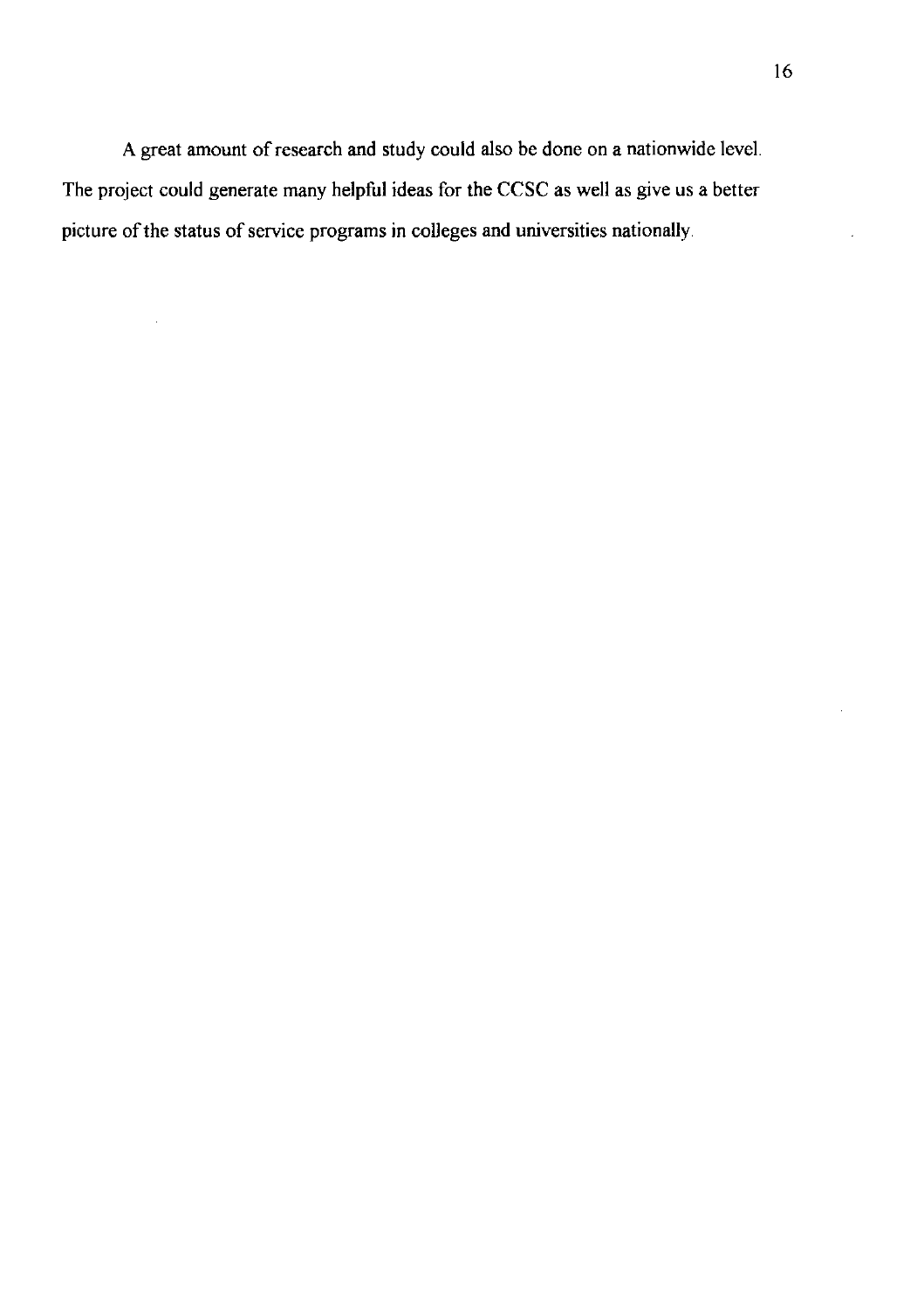A great amount of research and study could also be done on a nationwide level. The project could generate many helpful ideas for the CCSC as well as give us a better picture of the status of service programs in colleges and universities nationally.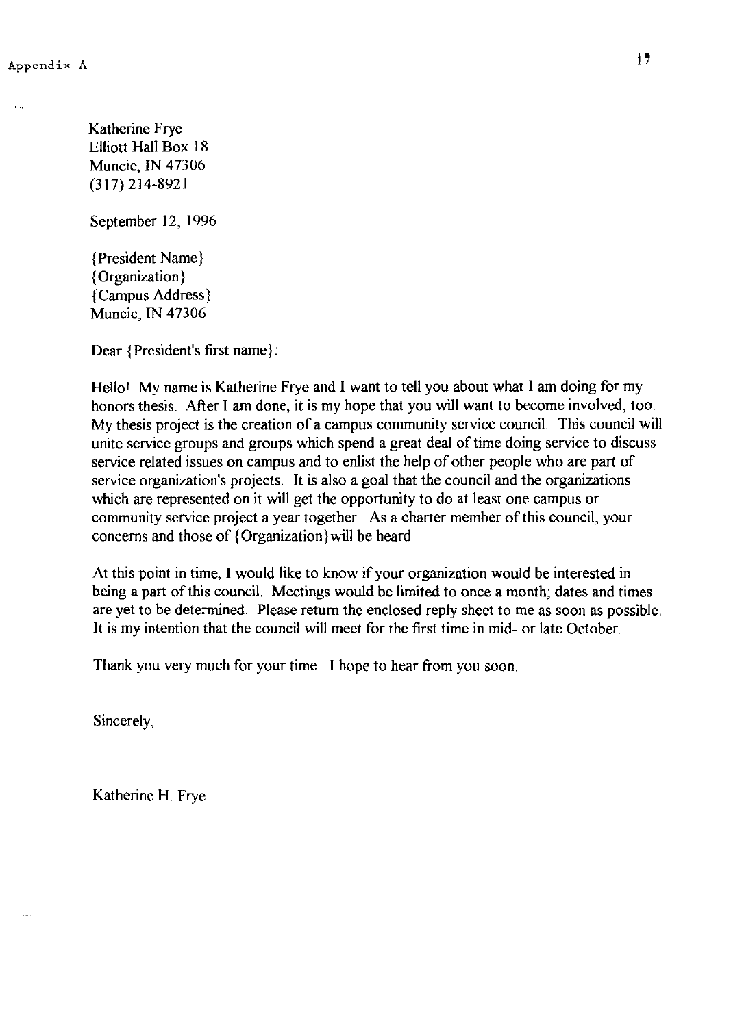Appendix A

Katherine Frye
Elliott Hall Box 18
Muncie, IN 47306
(317) 214-8921

September 12, 1996

{President Name}
{Organization}
{Campus Address}
Muncie, IN 47306

Dear {President's first name}:

Hello! My name is Katherine Frye and I want to tell you about what I am doing for my honors thesis. After I am done, it is my hope that you will want to become involved, too. My thesis project is the creation of a campus community service council. This council will unite service groups and groups which spend a great deal of time doing service to discuss service related issues on campus and to enlist the help of other people who are part of service organization's projects. It is also a goal that the council and the organizations which are represented on it will get the opportunity to do at least one campus or community service project a year together. As a charter member of this council, your concerns and those of {Organization}will be heard

At this point in time, I would like to know if your organization would be interested in being a part of this council. Meetings would be limited to once a month; dates and times are yet to be determined. Please return the enclosed reply sheet to me as soon as possible. It is my intention that the council will meet for the first time in mid- or late October.

Thank you very much for your time. I hope to hear from you soon.

Sincerely,

Katherine H. Frye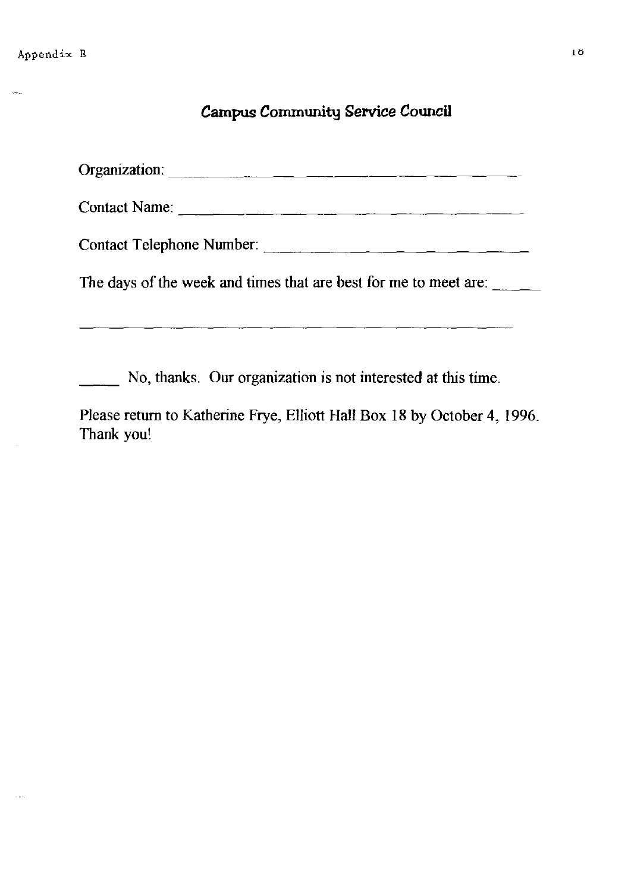Appendix B

# Campus Community Service Council

Organization: ______________________________________________

Contact Name: ______________________________________________

Contact Telephone Number: ___________________________________

The days of the week and times that are best for me to meet are: ______

______________________________________________________________

_____ No, thanks. Our organization is not interested at this time.

Please return to Katherine Frye, Elliott Hall Box 18 by October 4, 1996. Thank you!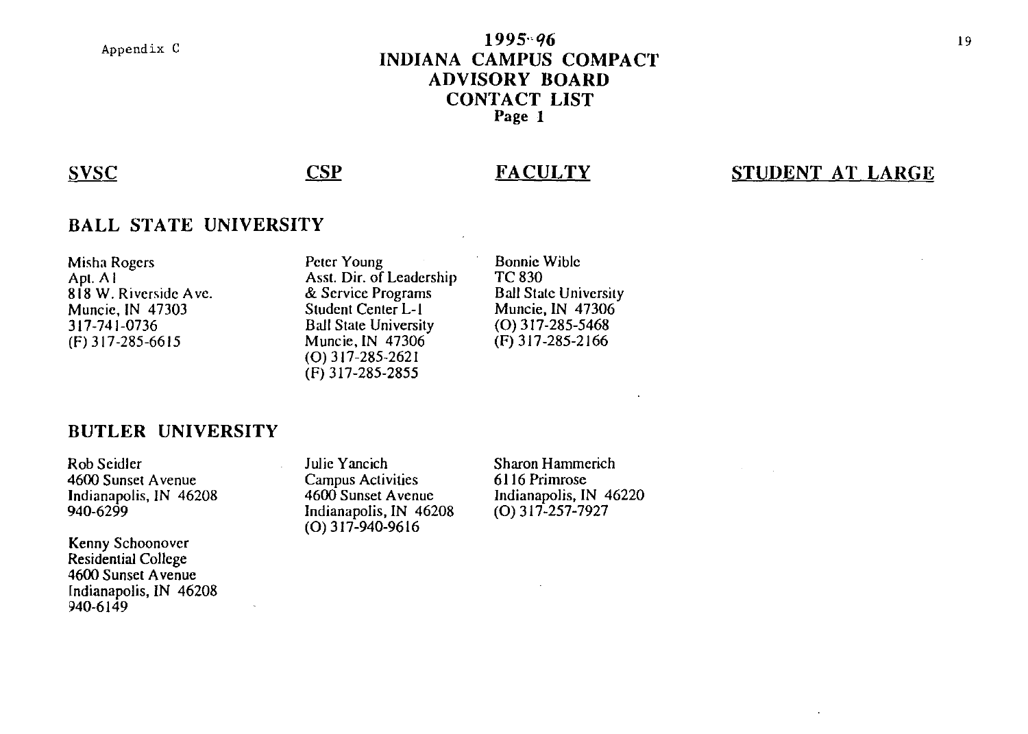Appendix C

# 1995-96 INDIANA CAMPUS COMPACT ADVISORY BOARD CONTACT LIST

Page 1

| SVSC | CSP | FACULTY | STUDENT AT LARGE |
|---|---|---|---|

## BALL STATE UNIVERSITY

| SVSC | CSP | FACULTY | STUDENT AT LARGE |
|---|---|---|---|
| Misha Rogers<br>Apt. A1<br>818 W. Riverside Ave.<br>Muncie, IN 47303<br>317-741-0736<br>(F) 317-285-6615 | Peter Young<br>Asst. Dir. of Leadership & Service Programs<br>Student Center L-1<br>Ball State University<br>Muncie, IN 47306<br>(O) 317-285-2621<br>(F) 317-285-2855 | Bonnie Wible<br>TC 830<br>Ball State University<br>Muncie, IN 47306<br>(O) 317-285-5468<br>(F) 317-285-2166 | |

## BUTLER UNIVERSITY

| SVSC | CSP | FACULTY | STUDENT AT LARGE |
|---|---|---|---|
| Rob Seidler<br>4600 Sunset Avenue<br>Indianapolis, IN 46208<br>940-6299<br><br>Kenny Schoonover<br>Residential College<br>4600 Sunset Avenue<br>Indianapolis, IN 46208<br>940-6149 | Julie Yancich<br>Campus Activities<br>4600 Sunset Avenue<br>Indianapolis, IN 46208<br>(O) 317-940-9616 | Sharon Hammerich<br>6116 Primrose<br>Indianapolis, IN 46220<br>(O) 317-257-7927 | |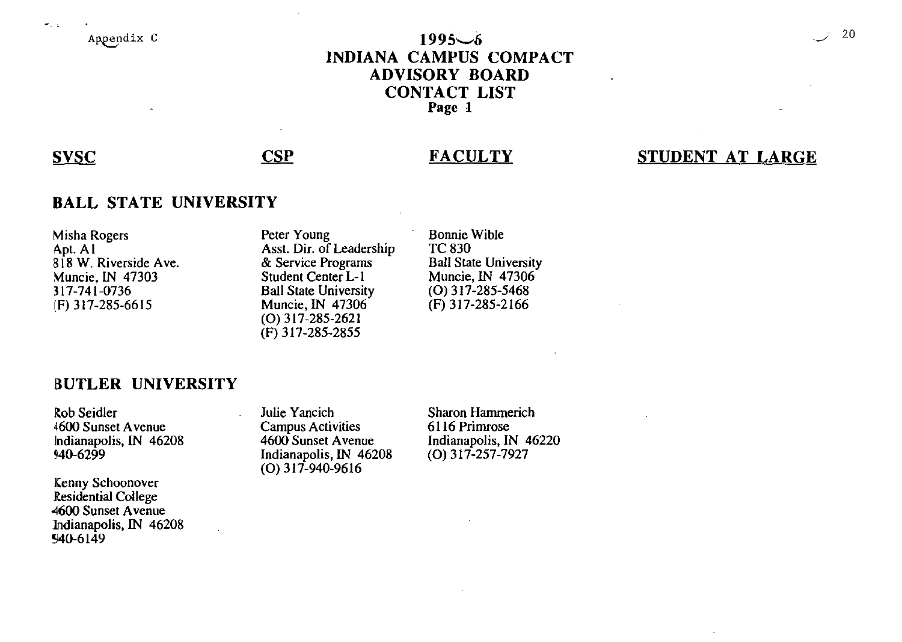Appendix C

# 1995–6
# INDIANA CAMPUS COMPACT
# ADVISORY BOARD
# CONTACT LIST
Page 1

| SVSC | CSP | FACULTY | STUDENT AT LARGE |
|---|---|---|---|
| **BALL STATE UNIVERSITY** | | | |
| Misha Rogers<br>Apt. A1<br>818 W. Riverside Ave.<br>Muncie, IN 47303<br>317-741-0736<br>(F) 317-285-6615 | Peter Young<br>Asst. Dir. of Leadership & Service Programs<br>Student Center L-1<br>Ball State University<br>Muncie, IN 47306<br>(O) 317-285-2621<br>(F) 317-285-2855 | Bonnie Wible<br>TC 830<br>Ball State University<br>Muncie, IN 47306<br>(O) 317-285-5468<br>(F) 317-285-2166 | |
| **BUTLER UNIVERSITY** | | | |
| Rob Seidler<br>4600 Sunset Avenue<br>Indianapolis, IN 46208<br>940-6299<br><br>Kenny Schoonover<br>Residential College<br>4600 Sunset Avenue<br>Indianapolis, IN 46208<br>940-6149 | Julie Yancich<br>Campus Activities<br>4600 Sunset Avenue<br>Indianapolis, IN 46208<br>(O) 317-940-9616 | Sharon Hammerich<br>6116 Primrose<br>Indianapolis, IN 46220<br>(O) 317-257-7927 | |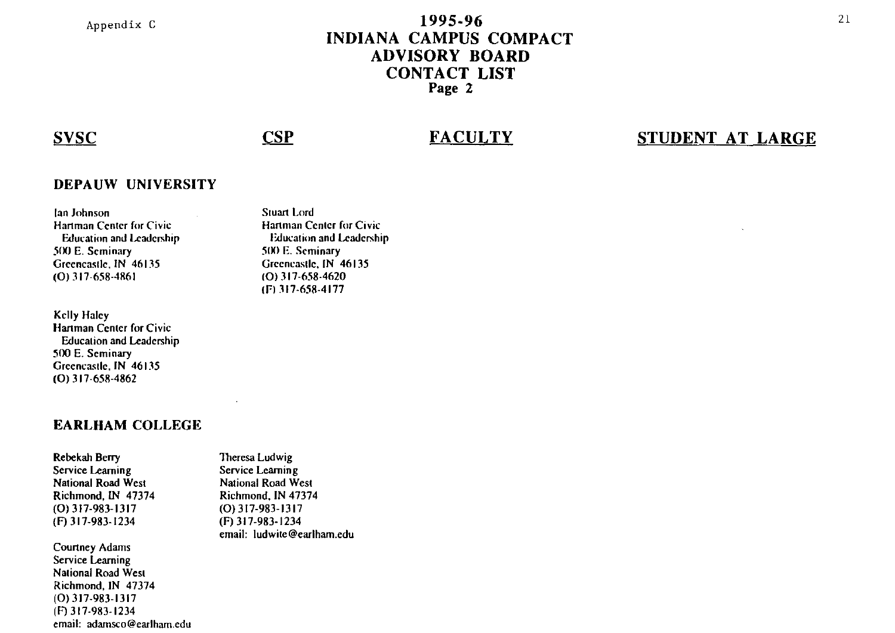Appendix C

# 1995-96 INDIANA CAMPUS COMPACT ADVISORY BOARD CONTACT LIST
Page 2

| SVSC | CSP | FACULTY | STUDENT AT LARGE |
|---|---|---|---|
| **DEPAUW UNIVERSITY** | | | |
| Ian Johnson<br>Hartman Center for Civic Education and Leadership<br>500 E. Seminary<br>Greencastle, IN 46135<br>(O) 317-658-4861 | Stuart Lord<br>Hartman Center for Civic Education and Leadership<br>500 E. Seminary<br>Greencastle, IN 46135<br>(O) 317-658-4620<br>(F) 317-658-4177 | | |
| Kelly Haley<br>Hartman Center for Civic Education and Leadership<br>500 E. Seminary<br>Greencastle, IN 46135<br>(O) 317-658-4862 | | | |
| **EARLHAM COLLEGE** | | | |
| Rebekah Berry<br>Service Learning<br>National Road West<br>Richmond, IN 47374<br>(O) 317-983-1317<br>(F) 317-983-1234 | Theresa Ludwig<br>Service Learning<br>National Road West<br>Richmond, IN 47374<br>(O) 317-983-1317<br>(F) 317-983-1234<br>email: ludwite@earlham.edu | | |
| Courtney Adams<br>Service Learning<br>National Road West<br>Richmond, IN 47374<br>(O) 317-983-1317<br>(F) 317-983-1234<br>email: adamsco@earlham.edu | | | |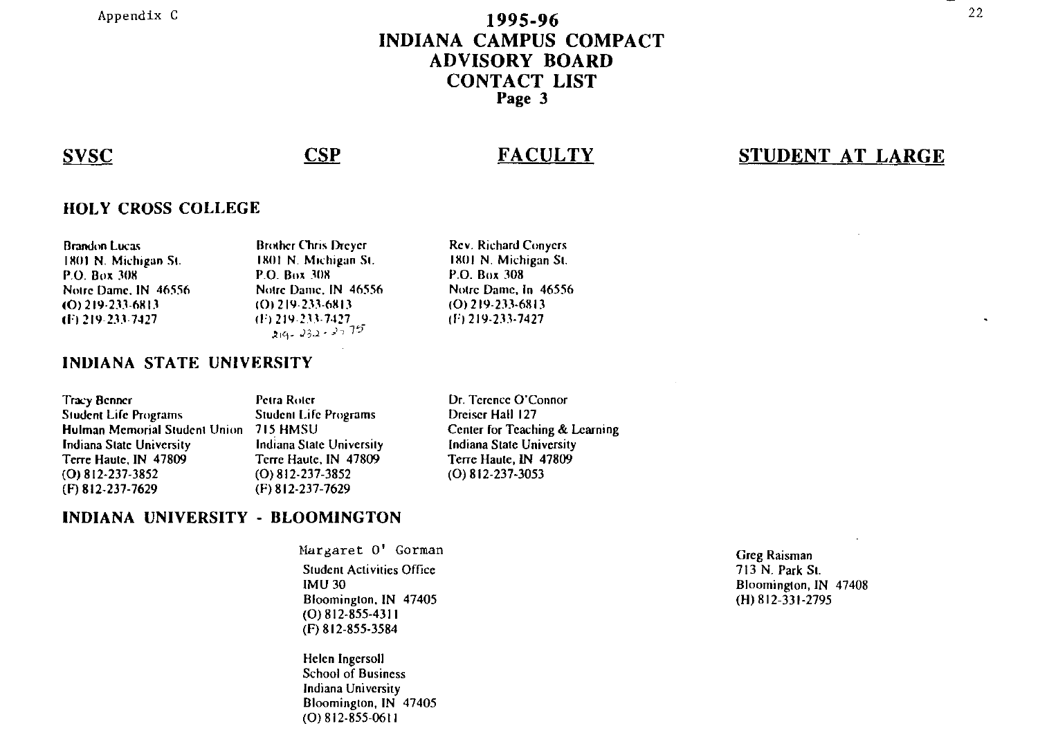Appendix C

# 1995-96
# INDIANA CAMPUS COMPACT
# ADVISORY BOARD
# CONTACT LIST
**Page 3**

| SVSC | CSP | FACULTY | STUDENT AT LARGE |
|---|---|---|---|
| **HOLY CROSS COLLEGE** | | | |
| Brandon Lucas<br>1801 N. Michigan St.<br>P.O. Box 308<br>Notre Dame, IN 46556<br>(O) 219-233-6813<br>(F) 219-233-7427 | Brother Chris Dreyer<br>1801 N. Michigan St.<br>P.O. Box 308<br>Notre Dame, IN 46556<br>(O) 219-233-6813<br>(F) 219-233-7427<br>219-232-2775 | Rev. Richard Conyers<br>1801 N. Michigan St.<br>P.O. Box 308<br>Notre Dame, In 46556<br>(O) 219-233-6813<br>(F) 219-233-7427 | |
| **INDIANA STATE UNIVERSITY** | | | |
| Tracy Benner<br>Student Life Programs<br>Hulman Memorial Student Union<br>Indiana State University<br>Terre Haute, IN 47809<br>(O) 812-237-3852<br>(F) 812-237-7629 | Petra Roter<br>Student Life Programs<br>715 HMSU<br>Indiana State University<br>Terre Haute, IN 47809<br>(O) 812-237-3852<br>(F) 812-237-7629 | Dr. Terence O'Connor<br>Dreiser Hall 127<br>Center for Teaching & Learning<br>Indiana State University<br>Terre Haute, IN 47809<br>(O) 812-237-3053 | |
| **INDIANA UNIVERSITY - BLOOMINGTON** | | | |
| | Margaret O' Gorman<br>Student Activities Office<br>IMU 30<br>Bloomington, IN 47405<br>(O) 812-855-4311<br>(F) 812-855-3584<br><br>Helen Ingersoll<br>School of Business<br>Indiana University<br>Bloomington, IN 47405<br>(O) 812-855-0611 | | Greg Raisman<br>713 N. Park St.<br>Bloomington, IN 47408<br>(H) 812-331-2795 |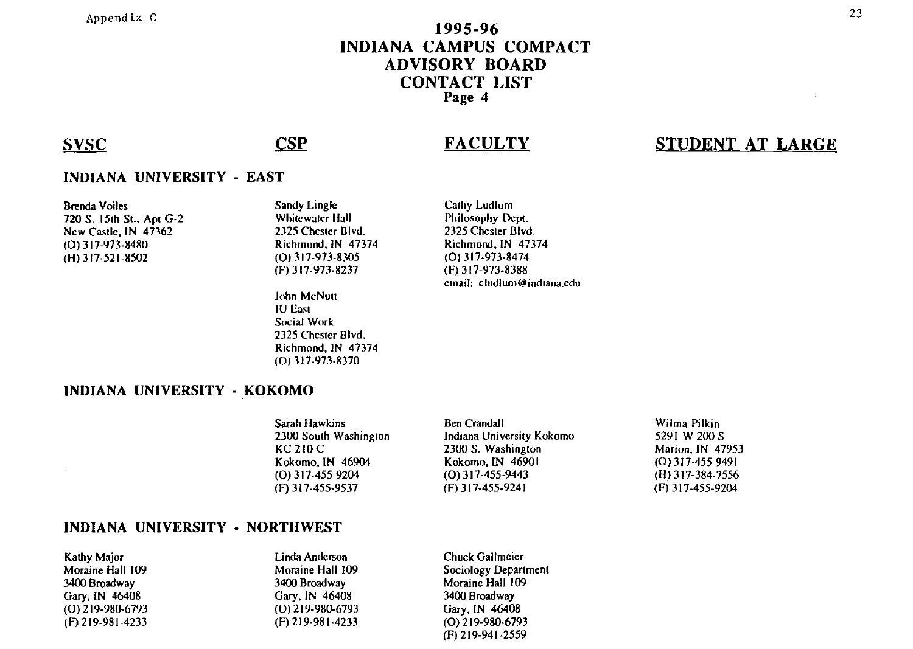# 1995-96 INDIANA CAMPUS COMPACT ADVISORY BOARD CONTACT LIST

**Page 4**

| SVSC | CSP | FACULTY | STUDENT AT LARGE |
|---|---|---|---|
| **INDIANA UNIVERSITY - EAST** | | | |
| Brenda Voiles<br>720 S. 15th St., Apt G-2<br>New Castle, IN 47362<br>(O) 317-973-8480<br>(H) 317-521-8502 | Sandy Lingle<br>Whitewater Hall<br>2325 Chester Blvd.<br>Richmond, IN 47374<br>(O) 317-973-8305<br>(F) 317-973-8237<br><br>John McNutt<br>IU East<br>Social Work<br>2325 Chester Blvd.<br>Richmond, IN 47374<br>(O) 317-973-8370 | Cathy Ludlum<br>Philosophy Dept.<br>2325 Chester Blvd.<br>Richmond, IN 47374<br>(O) 317-973-8474<br>(F) 317-973-8388<br>email: cludlum@indiana.edu | |
| **INDIANA UNIVERSITY - KOKOMO** | | | |
| | Sarah Hawkins<br>2300 South Washington<br>KC 210 C<br>Kokomo, IN 46904<br>(O) 317-455-9204<br>(F) 317-455-9537 | Ben Crandall<br>Indiana University Kokomo<br>2300 S. Washington<br>Kokomo, IN 46901<br>(O) 317-455-9443<br>(F) 317-455-9241 | Wilma Pilkin<br>5291 W 200 S<br>Marion, IN 47953<br>(O) 317-455-9491<br>(H) 317-384-7556<br>(F) 317-455-9204 |
| **INDIANA UNIVERSITY - NORTHWEST** | | | |
| Kathy Major<br>Moraine Hall 109<br>3400 Broadway<br>Gary, IN 46408<br>(O) 219-980-6793<br>(F) 219-981-4233 | Linda Anderson<br>Moraine Hall 109<br>3400 Broadway<br>Gary, IN 46408<br>(O) 219-980-6793<br>(F) 219-981-4233 | Chuck Gallmeier<br>Sociology Department<br>Moraine Hall 109<br>3400 Broadway<br>Gary, IN 46408<br>(O) 219-980-6793<br>(F) 219-941-2559 | |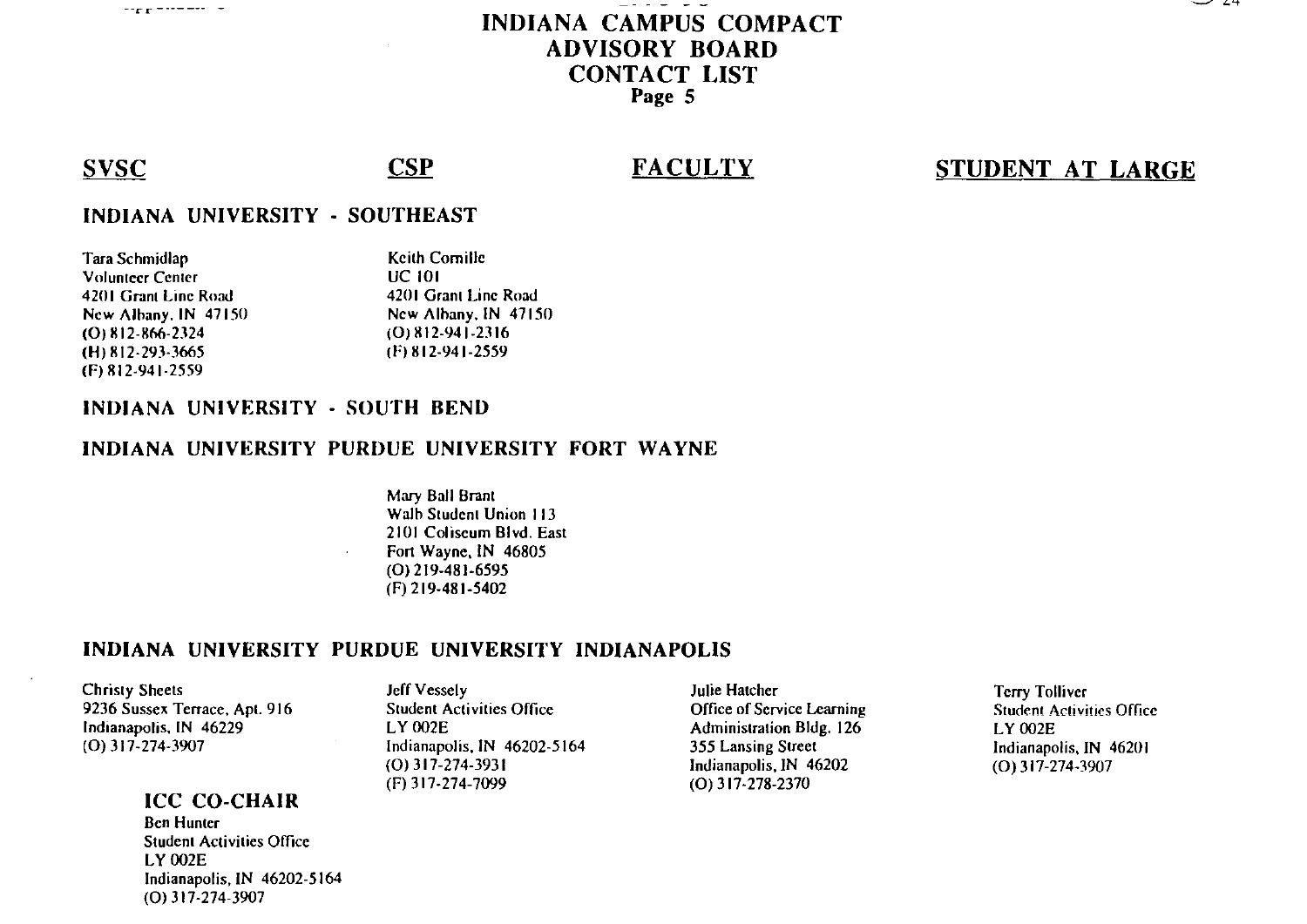# INDIANA CAMPUS COMPACT ADVISORY BOARD CONTACT LIST

**Page 5**

| SVSC | CSP | FACULTY | STUDENT AT LARGE |
|---|---|---|---|
| **INDIANA UNIVERSITY - SOUTHEAST** | | | |
| Tara Schmidlap<br>Volunteer Center<br>4201 Grant Line Road<br>New Albany, IN 47150<br>(O) 812-866-2324<br>(H) 812-293-3665<br>(F) 812-941-2559 | Keith Comille<br>UC 101<br>4201 Grant Line Road<br>New Albany, IN 47150<br>(O) 812-941-2316<br>(F) 812-941-2559 | | |
| **INDIANA UNIVERSITY - SOUTH BEND** | | | |
| **INDIANA UNIVERSITY PURDUE UNIVERSITY FORT WAYNE** | | | |
| | Mary Ball Brant<br>Walb Student Union 113<br>2101 Coliseum Blvd. East<br>Fort Wayne, IN 46805<br>(O) 219-481-6595<br>(F) 219-481-5402 | | |
| **INDIANA UNIVERSITY PURDUE UNIVERSITY INDIANAPOLIS** | | | |
| Christy Sheets<br>9236 Sussex Terrace, Apt. 916<br>Indianapolis, IN 46229<br>(O) 317-274-3907 | Jeff Vessely<br>Student Activities Office<br>LY 002E<br>Indianapolis, IN 46202-5164<br>(O) 317-274-3931<br>(F) 317-274-7099 | Julie Hatcher<br>Office of Service Learning<br>Administration Bldg. 126<br>355 Lansing Street<br>Indianapolis, IN 46202<br>(O) 317-278-2370 | Terry Tolliver<br>Student Activities Office<br>LY 002E<br>Indianapolis, IN 46201<br>(O) 317-274-3907 |

**ICC CO-CHAIR**

Ben Hunter
Student Activities Office
LY 002E
Indianapolis, IN 46202-5164
(O) 317-274-3907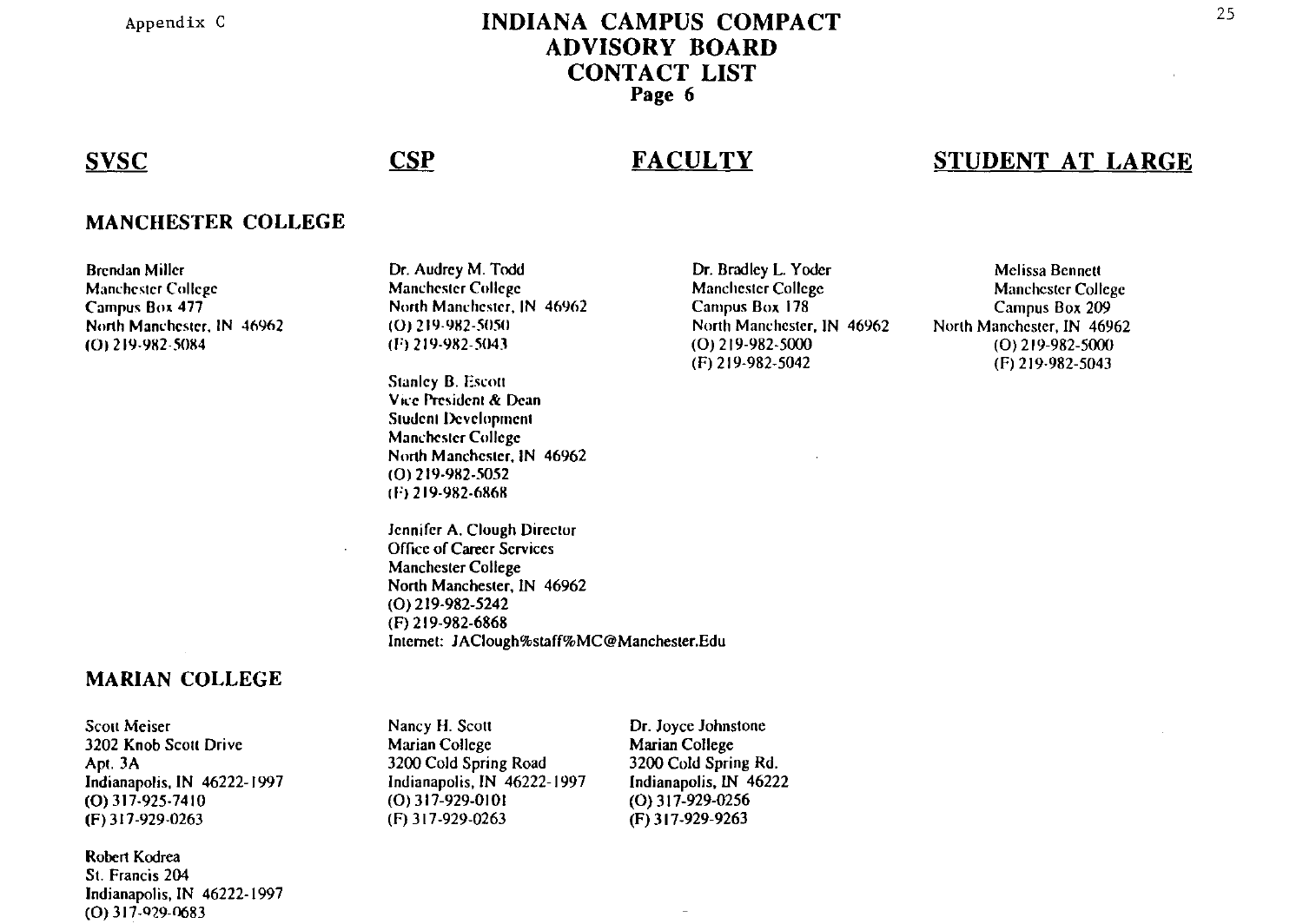Appendix C

# INDIANA CAMPUS COMPACT ADVISORY BOARD CONTACT LIST

**Page 6**

| SVSC | CSP | FACULTY | STUDENT AT LARGE |
|---|---|---|---|

## MANCHESTER COLLEGE

| SVSC | CSP | FACULTY | STUDENT AT LARGE |
|---|---|---|---|
| Brendan Miller<br>Manchester College<br>Campus Box 477<br>North Manchester, IN 46962<br>(O) 219-982-5084 | Dr. Audrey M. Todd<br>Manchester College<br>North Manchester, IN 46962<br>(O) 219-982-5050<br>(F) 219-982-5043 | Dr. Bradley L. Yoder<br>Manchester College<br>Campus Box 178<br>North Manchester, IN 46962<br>(O) 219-982-5000<br>(F) 219-982-5042 | Melissa Bennett<br>Manchester College<br>Campus Box 209<br>North Manchester, IN 46962<br>(O) 219-982-5000<br>(F) 219-982-5043 |
| | Stanley B. Escott<br>Vice President & Dean<br>Student Development<br>Manchester College<br>North Manchester, IN 46962<br>(O) 219-982-5052<br>(F) 219-982-6868 | | |
| | Jennifer A. Clough Director<br>Office of Career Services<br>Manchester College<br>North Manchester, IN 46962<br>(O) 219-982-5242<br>(F) 219-982-6868<br>Internet: JAClough%staff%MC@Manchester.Edu | | |

## MARIAN COLLEGE

| SVSC | CSP | FACULTY | STUDENT AT LARGE |
|---|---|---|---|
| Scott Meiser<br>3202 Knob Scott Drive<br>Apt. 3A<br>Indianapolis, IN 46222-1997<br>(O) 317-925-7410<br>(F) 317-929-0263 | Nancy H. Scott<br>Marian College<br>3200 Cold Spring Road<br>Indianapolis, IN 46222-1997<br>(O) 317-929-0101<br>(F) 317-929-0263 | Dr. Joyce Johnstone<br>Marian College<br>3200 Cold Spring Rd.<br>Indianapolis, IN 46222<br>(O) 317-929-0256<br>(F) 317-929-9263 | |
| Robert Kodrea<br>St. Francis 204<br>Indianapolis, IN 46222-1997<br>(O) 317-929-0683 | | | |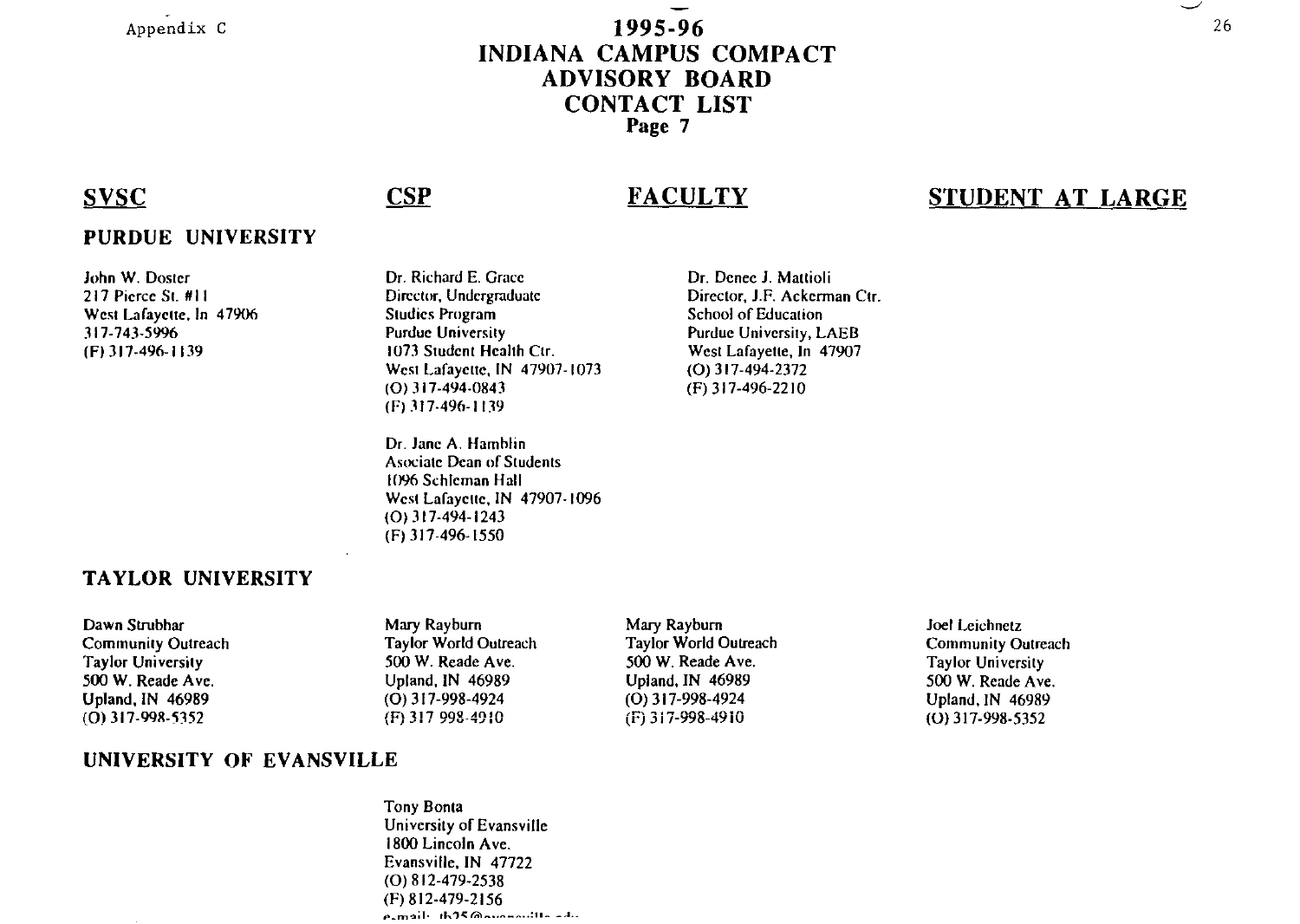Appendix C

# 1995-96 INDIANA CAMPUS COMPACT ADVISORY BOARD CONTACT LIST

**Page 7**

| SVSC | CSP | FACULTY | STUDENT AT LARGE |
|---|---|---|---|
| **PURDUE UNIVERSITY** | | | |
| John W. Doster<br>217 Pierce St. #11<br>West Lafayette, In 47906<br>317-743-5996<br>(F) 317-496-1139 | Dr. Richard E. Grace<br>Director, Undergraduate Studies Program<br>Purdue University<br>1073 Student Health Ctr.<br>West Lafayette, IN 47907-1073<br>(O) 317-494-0843<br>(F) 317-496-1139<br><br>Dr. Jane A. Hamblin<br>Asociate Dean of Students<br>1096 Schleman Hall<br>West Lafayette, IN 47907-1096<br>(O) 317-494-1243<br>(F) 317-496-1550 | Dr. Denee J. Mattioli<br>Director, J.F. Ackerman Ctr.<br>School of Education<br>Purdue University, LAEB<br>West Lafayette, In 47907<br>(O) 317-494-2372<br>(F) 317-496-2210 | |
| **TAYLOR UNIVERSITY** | | | |
| Dawn Strubhar<br>Community Outreach<br>Taylor University<br>500 W. Reade Ave.<br>Upland, IN 46989<br>(O) 317-998-5352 | Mary Rayburn<br>Taylor World Outreach<br>500 W. Reade Ave.<br>Upland, IN 46989<br>(O) 317-998-4924<br>(F) 317 998-4910 | Mary Rayburn<br>Taylor World Outreach<br>500 W. Reade Ave.<br>Upland, IN 46989<br>(O) 317-998-4924<br>(F) 317-998-4910 | Joel Leichnetz<br>Community Outreach<br>Taylor University<br>500 W. Reade Ave.<br>Upland, IN 46989<br>(O) 317-998-5352 |
| **UNIVERSITY OF EVANSVILLE** | | | |
| | Tony Bonta<br>University of Evansville<br>1800 Lincoln Ave.<br>Evansville, IN 47722<br>(O) 812-479-2538<br>(F) 812-479-2156<br>e-mail: tb25@evansville.edu | | |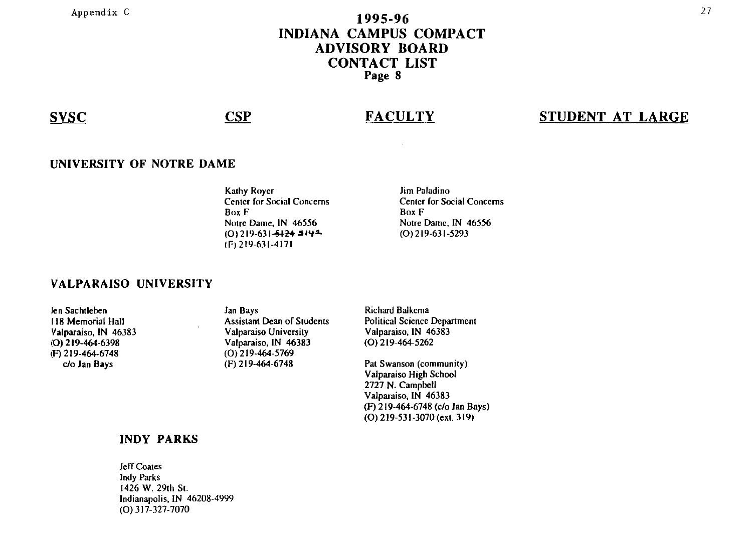# 1995-96 INDIANA CAMPUS COMPACT ADVISORY BOARD CONTACT LIST

**Page 8**

| SVSC | CSP | FACULTY | STUDENT AT LARGE |
|---|---|---|---|
| **UNIVERSITY OF NOTRE DAME** | | | |
| | Kathy Royer<br>Center for Social Concerns<br>Box F<br>Notre Dame, IN 46556<br>(O) 219-631-~~5124~~ 5142<br>(F) 219-631-4171 | Jim Paladino<br>Center for Social Concerns<br>Box F<br>Notre Dame, IN 46556<br>(O) 219-631-5293 | |
| **VALPARAISO UNIVERSITY** | | | |
| Jen Sachtleben<br>118 Memorial Hall<br>Valparaiso, IN 46383<br>(O) 219-464-6398<br>(F) 219-464-6748<br>c/o Jan Bays | Jan Bays<br>Assistant Dean of Students<br>Valparaiso University<br>Valparaiso, IN 46383<br>(O) 219-464-5769<br>(F) 219-464-6748 | Richard Balkema<br>Political Science Department<br>Valparaiso, IN 46383<br>(O) 219-464-5262<br><br>Pat Swanson (community)<br>Valparaiso High School<br>2727 N. Campbell<br>Valparaiso, IN 46383<br>(F) 219-464-6748 (c/o Jan Bays)<br>(O) 219-531-3070 (ext. 319) | |
| **INDY PARKS** | | | |
| | Jeff Coates<br>Indy Parks<br>1426 W. 29th St.<br>Indianapolis, IN 46208-4999<br>(O) 317-327-7070 | | |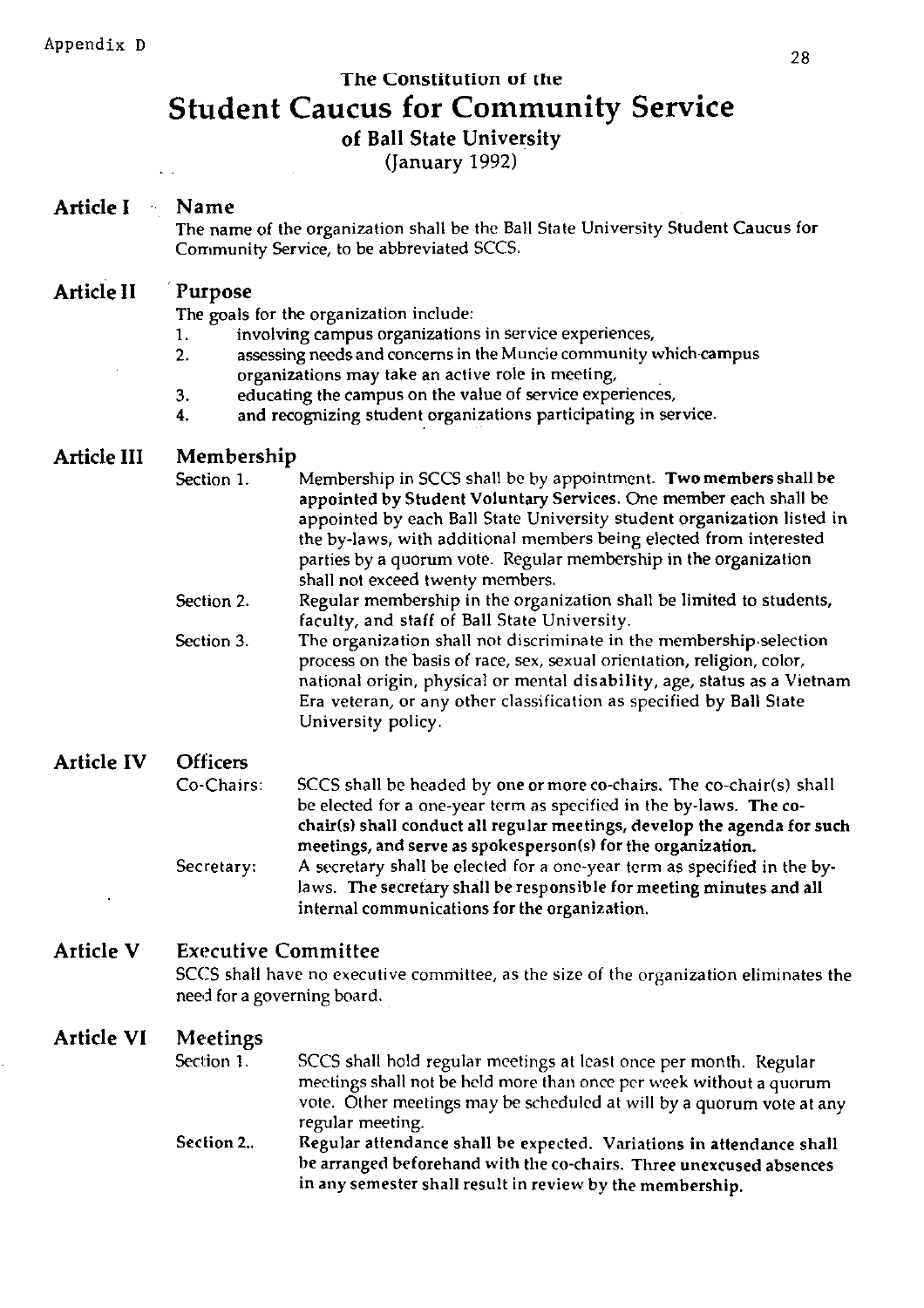Appendix D

# The Constitution of the Student Caucus for Community Service

### of Ball State University

(January 1992)

## Article I Name

The name of the organization shall be the Ball State University Student Caucus for Community Service, to be abbreviated SCCS.

## Article II Purpose

The goals for the organization include:

1. involving campus organizations in service experiences,
2. assessing needs and concerns in the Muncie community which campus organizations may take an active role in meeting,
3. educating the campus on the value of service experiences,
4. and recognizing student organizations participating in service.

## Article III Membership

Section 1. Membership in SCCS shall be by appointment. **Two members shall be appointed by Student Voluntary Services.** One member each shall be appointed by each Ball State University student organization listed in the by-laws, with additional members being elected from interested parties by a quorum vote. Regular membership in the organization shall not exceed twenty members.

Section 2. Regular membership in the organization shall be limited to students, faculty, and staff of Ball State University.

Section 3. The organization shall not discriminate in the membership-selection process on the basis of race, sex, sexual orientation, religion, color, national origin, physical or mental disability, age, status as a Vietnam Era veteran, or any other classification as specified by Ball State University policy.

## Article IV Officers

Co-Chairs: SCCS shall be headed by one or more co-chairs. The co-chair(s) shall be elected for a one-year term as specified in the by-laws. **The co-chair(s) shall conduct all regular meetings, develop the agenda for such meetings, and serve as spokesperson(s) for the organization.**

Secretary: A secretary shall be elected for a one-year term as specified in the by-laws. **The secretary shall be responsible for meeting minutes and all internal communications for the organization.**

## Article V Executive Committee

SCCS shall have no executive committee, as the size of the organization eliminates the need for a governing board.

## Article VI Meetings

Section 1. SCCS shall hold regular meetings at least once per month. Regular meetings shall not be held more than once per week without a quorum vote. Other meetings may be scheduled at will by a quorum vote at any regular meeting.

**Section 2.. Regular attendance shall be expected. Variations in attendance shall be arranged beforehand with the co-chairs. Three unexcused absences in any semester shall result in review by the membership.**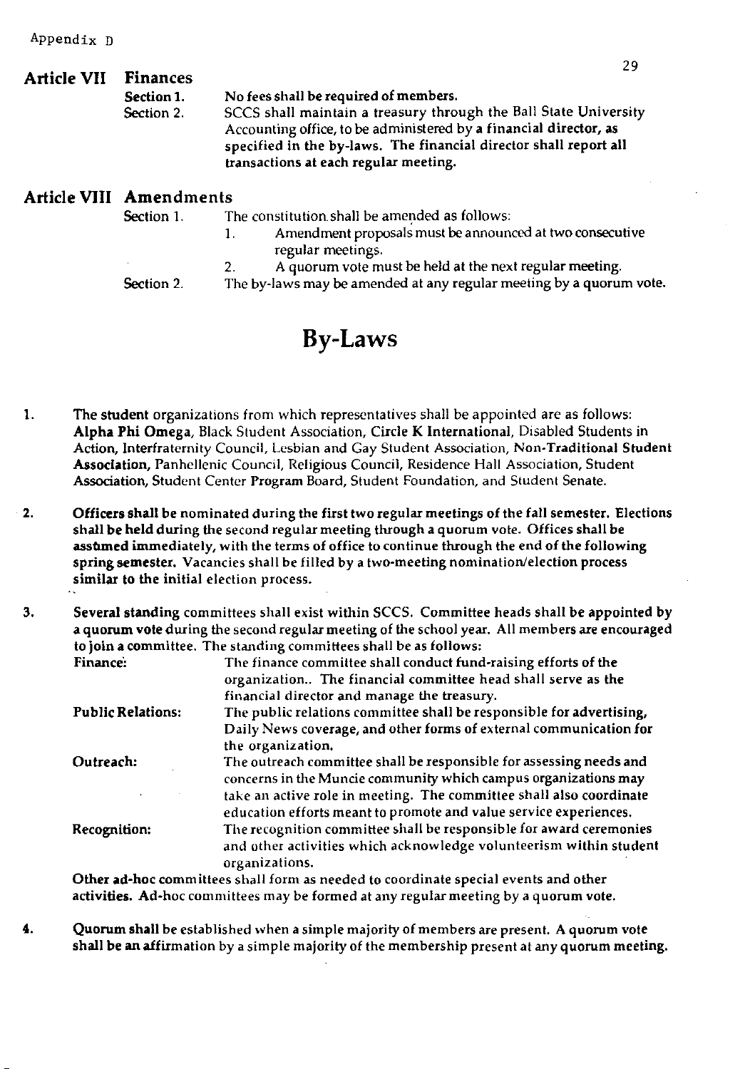Appendix D

## Article VII Finances

**Section 1.** No fees shall be required of members.

Section 2. SCCS shall maintain a treasury through the Ball State University Accounting office, to be administered by a financial director, as specified in the by-laws. The financial director shall report all transactions at each regular meeting.

## Article VIII Amendments

Section 1. The constitution shall be amended as follows:

1. Amendment proposals must be announced at two consecutive regular meetings.
2. A quorum vote must be held at the next regular meeting.

Section 2. The by-laws may be amended at any regular meeting by a quorum vote.

# By-Laws

1. The student organizations from which representatives shall be appointed are as follows: Alpha Phi Omega, Black Student Association, Circle K International, Disabled Students in Action, Interfraternity Council, Lesbian and Gay Student Association, Non-Traditional Student Association, Panhellenic Council, Religious Council, Residence Hall Association, Student Association, Student Center Program Board, Student Foundation, and Student Senate.

2. Officers shall be nominated during the first two regular meetings of the fall semester. Elections shall be held during the second regular meeting through a quorum vote. Offices shall be assumed immediately, with the terms of office to continue through the end of the following spring semester. Vacancies shall be filled by a two-meeting nomination/election process similar to the initial election process.

3. Several standing committees shall exist within SCCS. Committee heads shall be appointed by a quorum vote during the second regular meeting of the school year. All members are encouraged to join a committee. The standing committees shall be as follows:

   **Finance:** The finance committee shall conduct fund-raising efforts of the organization.. The financial committee head shall serve as the financial director and manage the treasury.

   **Public Relations:** The public relations committee shall be responsible for advertising, Daily News coverage, and other forms of external communication for the organization.

   **Outreach:** The outreach committee shall be responsible for assessing needs and concerns in the Muncie community which campus organizations may take an active role in meeting. The committee shall also coordinate education efforts meant to promote and value service experiences.

   **Recognition:** The recognition committee shall be responsible for award ceremonies and other activities which acknowledge volunteerism within student organizations.

   Other ad-hoc committees shall form as needed to coordinate special events and other activities. Ad-hoc committees may be formed at any regular meeting by a quorum vote.

4. Quorum shall be established when a simple majority of members are present. A quorum vote shall be an affirmation by a simple majority of the membership present at any quorum meeting.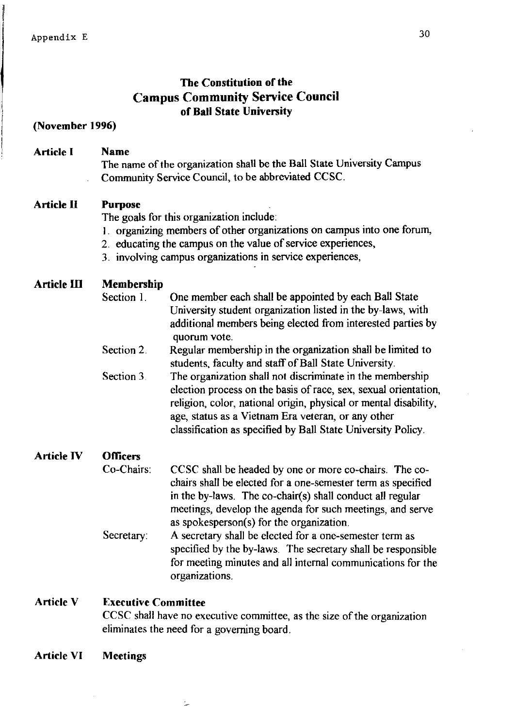Appendix E

# The Constitution of the Campus Community Service Council of Ball State University

**(November 1996)**

## Article I Name

The name of the organization shall be the Ball State University Campus Community Service Council, to be abbreviated CCSC.

## Article II Purpose

The goals for this organization include:

1. organizing members of other organizations on campus into one forum,
2. educating the campus on the value of service experiences,
3. involving campus organizations in service experiences,

## Article III Membership

Section 1. One member each shall be appointed by each Ball State University student organization listed in the by-laws, with additional members being elected from interested parties by quorum vote.

Section 2. Regular membership in the organization shall be limited to students, faculty and staff of Ball State University.

Section 3. The organization shall not discriminate in the membership election process on the basis of race, sex, sexual orientation, religion, color, national origin, physical or mental disability, age, status as a Vietnam Era veteran, or any other classification as specified by Ball State University Policy.

## Article IV Officers

Co-Chairs: CCSC shall be headed by one or more co-chairs. The co-chairs shall be elected for a one-semester term as specified in the by-laws. The co-chair(s) shall conduct all regular meetings, develop the agenda for such meetings, and serve as spokesperson(s) for the organization.

Secretary: A secretary shall be elected for a one-semester term as specified by the by-laws. The secretary shall be responsible for meeting minutes and all internal communications for the organizations.

## Article V Executive Committee

CCSC shall have no executive committee, as the size of the organization eliminates the need for a governing board.

## Article VI Meetings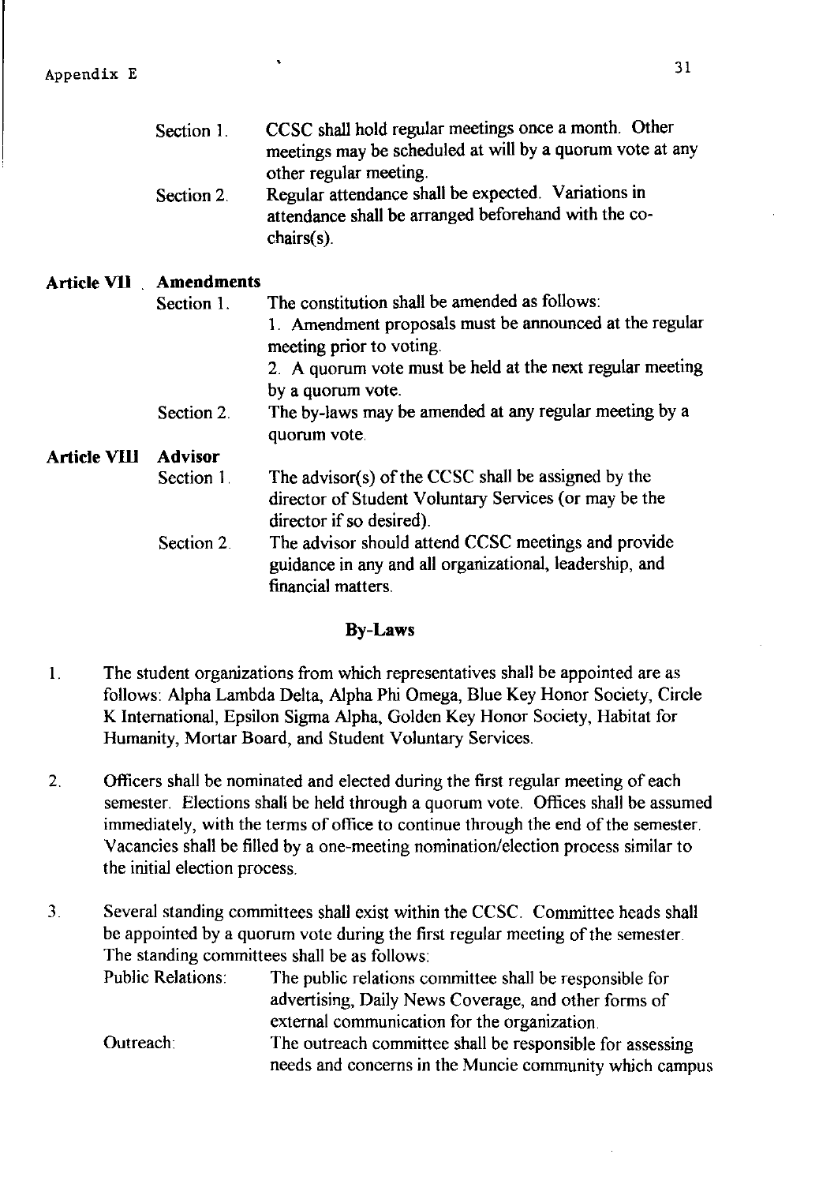Section 1. CCSC shall hold regular meetings once a month. Other meetings may be scheduled at will by a quorum vote at any other regular meeting.

Section 2. Regular attendance shall be expected. Variations in attendance shall be arranged beforehand with the co-chairs(s).

**Article VII . Amendments**

Section 1. The constitution shall be amended as follows:

1. Amendment proposals must be announced at the regular meeting prior to voting.
2. A quorum vote must be held at the next regular meeting by a quorum vote.

Section 2. The by-laws may be amended at any regular meeting by a quorum vote.

**Article VIII Advisor**

Section 1. The advisor(s) of the CCSC shall be assigned by the director of Student Voluntary Services (or may be the director if so desired).

Section 2. The advisor should attend CCSC meetings and provide guidance in any and all organizational, leadership, and financial matters.

## By-Laws

1. The student organizations from which representatives shall be appointed are as follows: Alpha Lambda Delta, Alpha Phi Omega, Blue Key Honor Society, Circle K International, Epsilon Sigma Alpha, Golden Key Honor Society, Habitat for Humanity, Mortar Board, and Student Voluntary Services.

2. Officers shall be nominated and elected during the first regular meeting of each semester. Elections shall be held through a quorum vote. Offices shall be assumed immediately, with the terms of office to continue through the end of the semester. Vacancies shall be filled by a one-meeting nomination/election process similar to the initial election process.

3. Several standing committees shall exist within the CCSC. Committee heads shall be appointed by a quorum vote during the first regular meeting of the semester. The standing committees shall be as follows:

   Public Relations: The public relations committee shall be responsible for advertising, Daily News Coverage, and other forms of external communication for the organization.

   Outreach: The outreach committee shall be responsible for assessing needs and concerns in the Muncie community which campus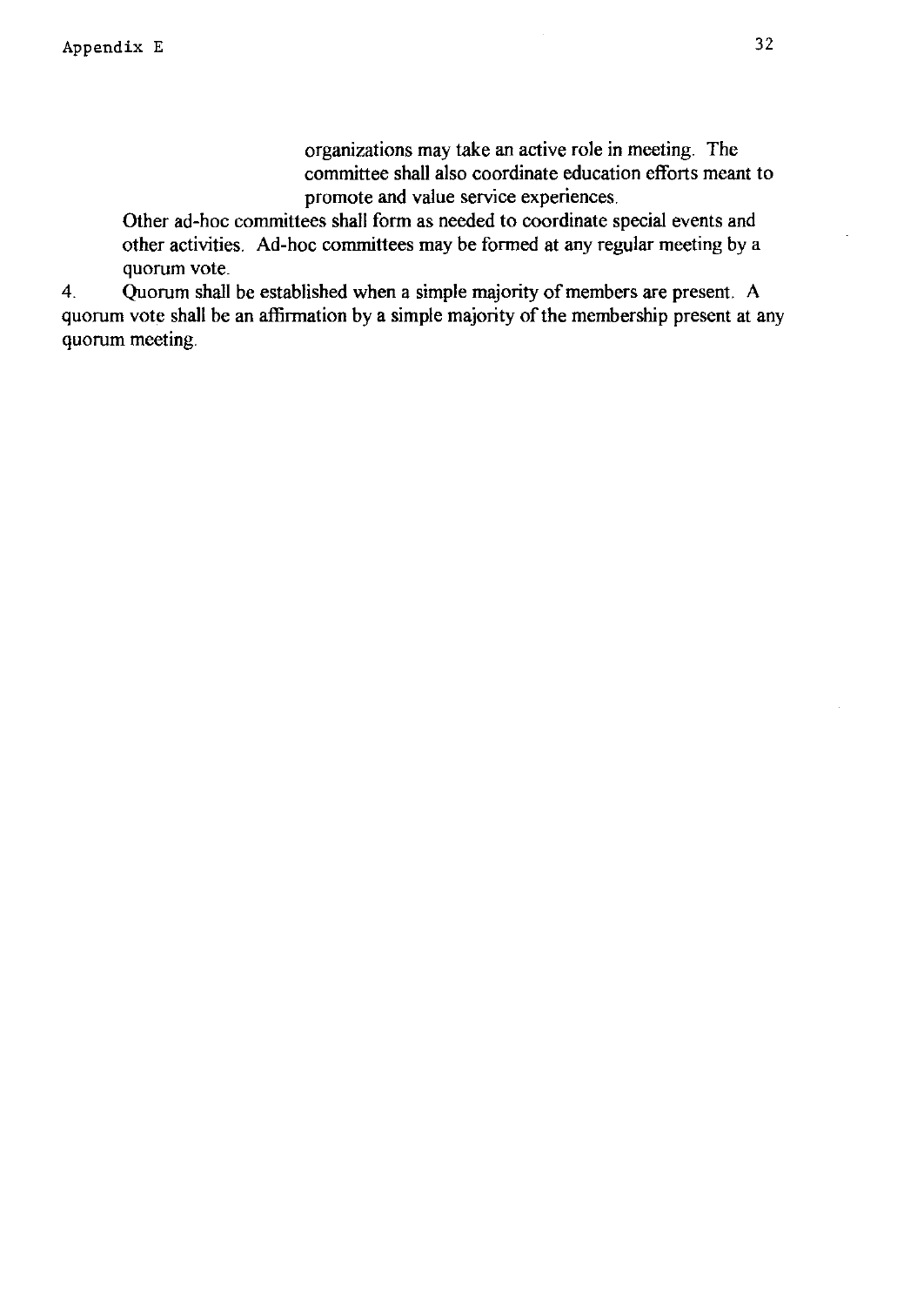organizations may take an active role in meeting. The committee shall also coordinate education efforts meant to promote and value service experiences.

Other ad-hoc committees shall form as needed to coordinate special events and other activities. Ad-hoc committees may be formed at any regular meeting by a quorum vote.

4. Quorum shall be established when a simple majority of members are present. A quorum vote shall be an affirmation by a simple majority of the membership present at any quorum meeting.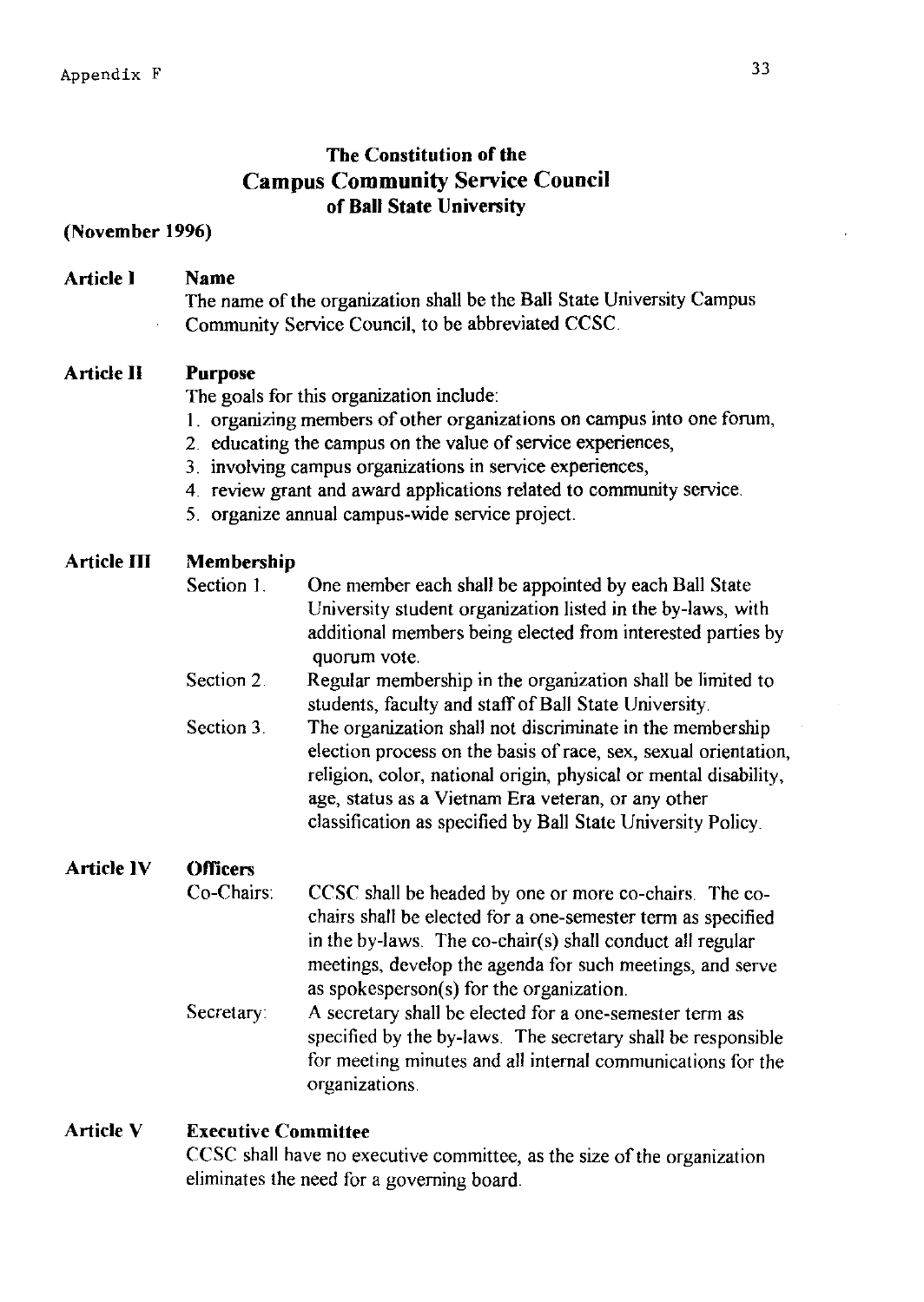# The Constitution of the Campus Community Service Council of Ball State University

**(November 1996)**

**Article I** **Name**

The name of the organization shall be the Ball State University Campus Community Service Council, to be abbreviated CCSC.

**Article II** **Purpose**

The goals for this organization include:

1. organizing members of other organizations on campus into one forum,
2. educating the campus on the value of service experiences,
3. involving campus organizations in service experiences,
4. review grant and award applications related to community service.
5. organize annual campus-wide service project.

**Article III** **Membership**

Section 1. One member each shall be appointed by each Ball State University student organization listed in the by-laws, with additional members being elected from interested parties by quorum vote.

Section 2. Regular membership in the organization shall be limited to students, faculty and staff of Ball State University.

Section 3. The organization shall not discriminate in the membership election process on the basis of race, sex, sexual orientation, religion, color, national origin, physical or mental disability, age, status as a Vietnam Era veteran, or any other classification as specified by Ball State University Policy.

**Article IV** **Officers**

Co-Chairs: CCSC shall be headed by one or more co-chairs. The co-chairs shall be elected for a one-semester term as specified in the by-laws. The co-chair(s) shall conduct all regular meetings, develop the agenda for such meetings, and serve as spokesperson(s) for the organization.

Secretary: A secretary shall be elected for a one-semester term as specified by the by-laws. The secretary shall be responsible for meeting minutes and all internal communications for the organizations.

**Article V** **Executive Committee**

CCSC shall have no executive committee, as the size of the organization eliminates the need for a governing board.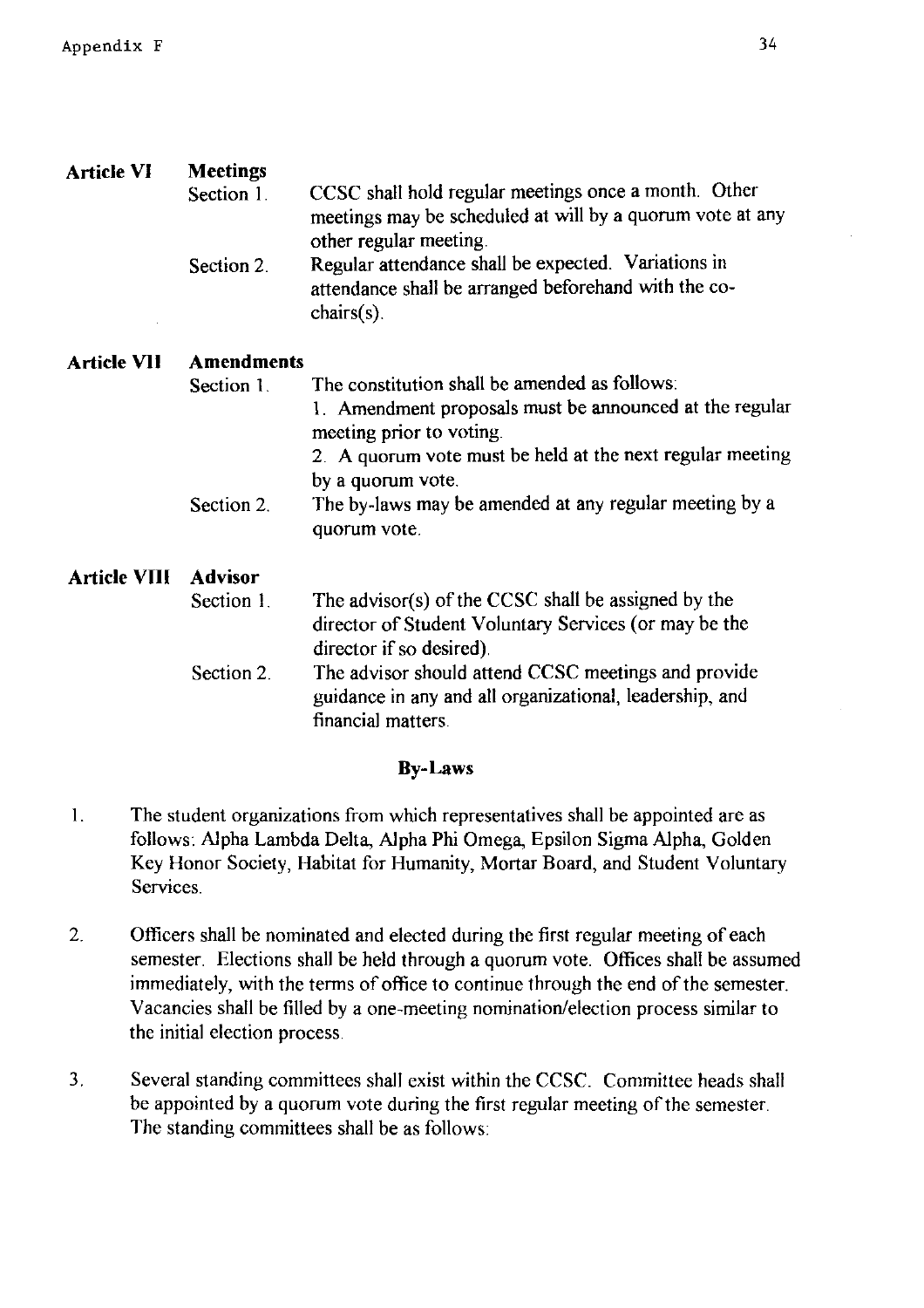**Article VI** **Meetings**

Section 1. CCSC shall hold regular meetings once a month. Other meetings may be scheduled at will by a quorum vote at any other regular meeting.

Section 2. Regular attendance shall be expected. Variations in attendance shall be arranged beforehand with the co-chairs(s).

**Article VII** **Amendments**

Section 1. The constitution shall be amended as follows:

1. Amendment proposals must be announced at the regular meeting prior to voting.
2. A quorum vote must be held at the next regular meeting by a quorum vote.

Section 2. The by-laws may be amended at any regular meeting by a quorum vote.

**Article VIII** **Advisor**

Section 1. The advisor(s) of the CCSC shall be assigned by the director of Student Voluntary Services (or may be the director if so desired).

Section 2. The advisor should attend CCSC meetings and provide guidance in any and all organizational, leadership, and financial matters.

## By-Laws

1. The student organizations from which representatives shall be appointed are as follows: Alpha Lambda Delta, Alpha Phi Omega, Epsilon Sigma Alpha, Golden Key Honor Society, Habitat for Humanity, Mortar Board, and Student Voluntary Services.

2. Officers shall be nominated and elected during the first regular meeting of each semester. Elections shall be held through a quorum vote. Offices shall be assumed immediately, with the terms of office to continue through the end of the semester. Vacancies shall be filled by a one-meeting nomination/election process similar to the initial election process.

3. Several standing committees shall exist within the CCSC. Committee heads shall be appointed by a quorum vote during the first regular meeting of the semester. The standing committees shall be as follows: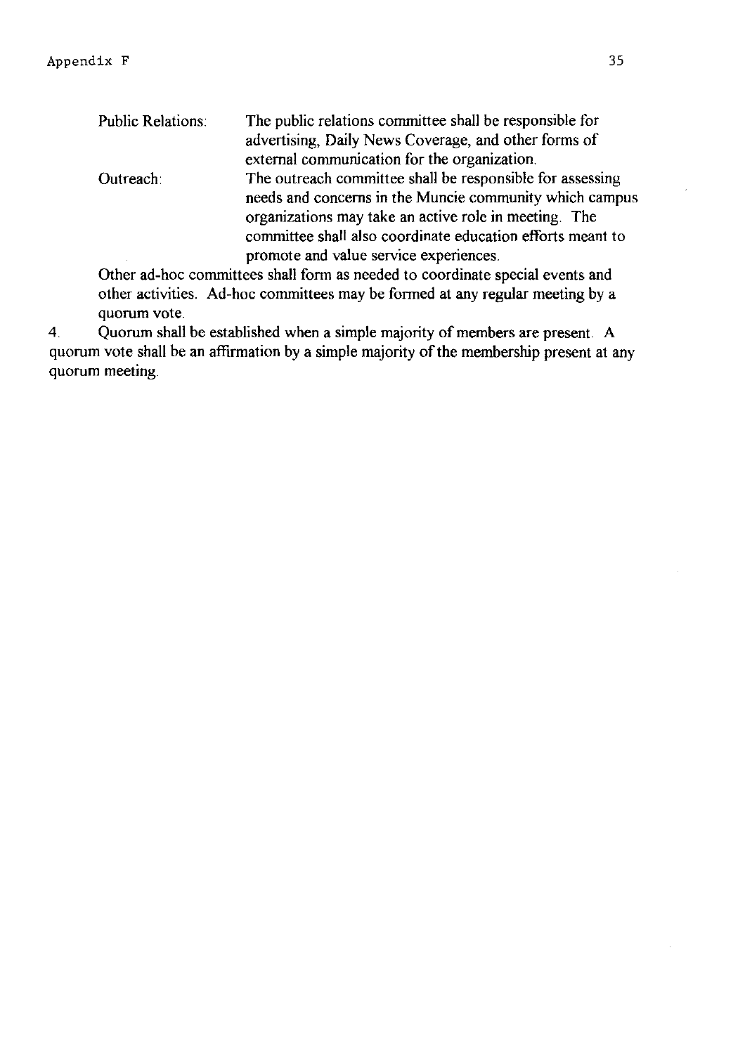**Public Relations:** The public relations committee shall be responsible for advertising, Daily News Coverage, and other forms of external communication for the organization.

**Outreach:** The outreach committee shall be responsible for assessing needs and concerns in the Muncie community which campus organizations may take an active role in meeting. The committee shall also coordinate education efforts meant to promote and value service experiences.

Other ad-hoc committees shall form as needed to coordinate special events and other activities. Ad-hoc committees may be formed at any regular meeting by a quorum vote.

4. Quorum shall be established when a simple majority of members are present. A quorum vote shall be an affirmation by a simple majority of the membership present at any quorum meeting.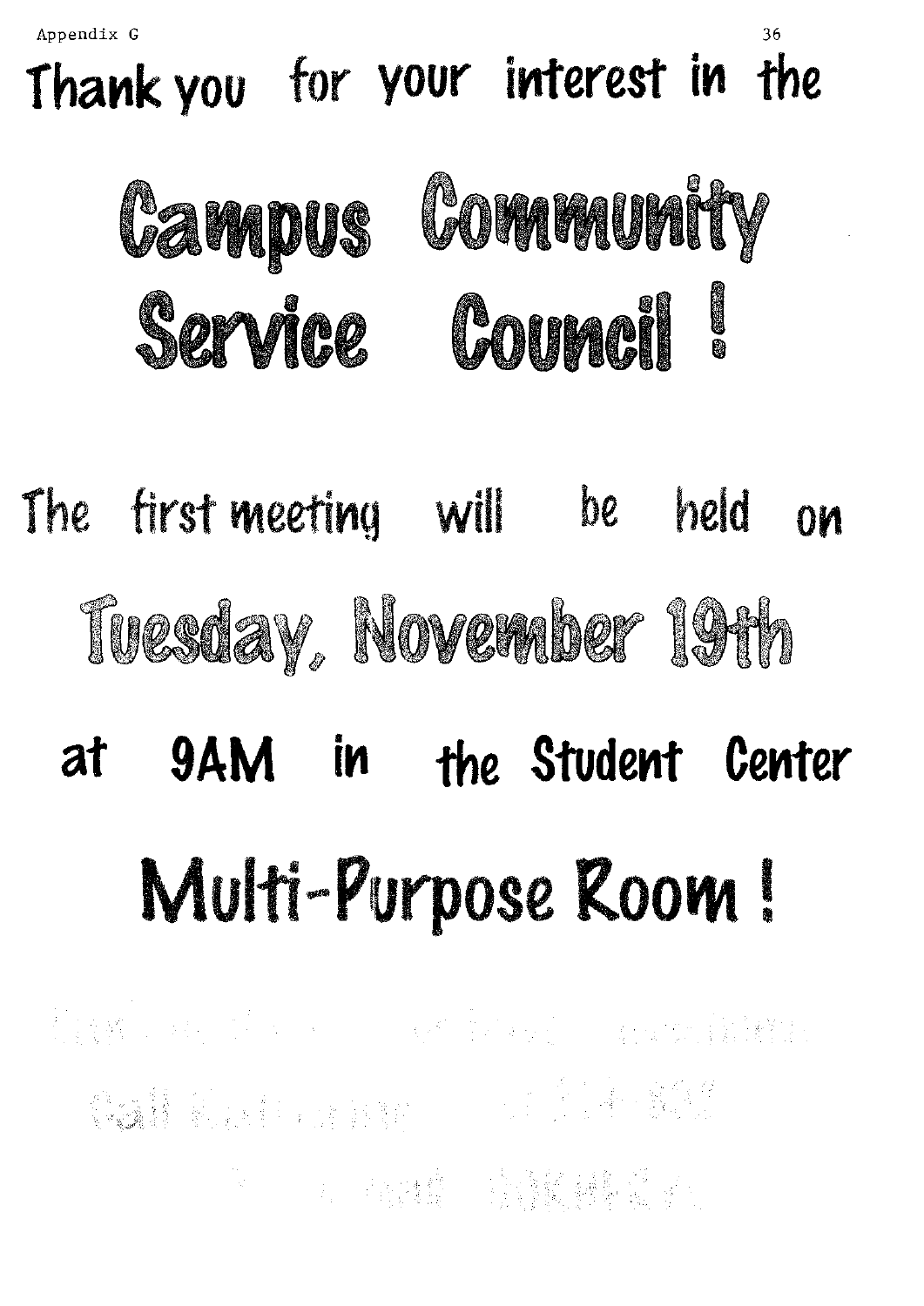Appendix G

Thank you for your interest in the

# Campus Community Service Council!

The first meeting will be held on

## Tuesday, November 19th

at 9AM in the Student Center

## Multi-Purpose Room!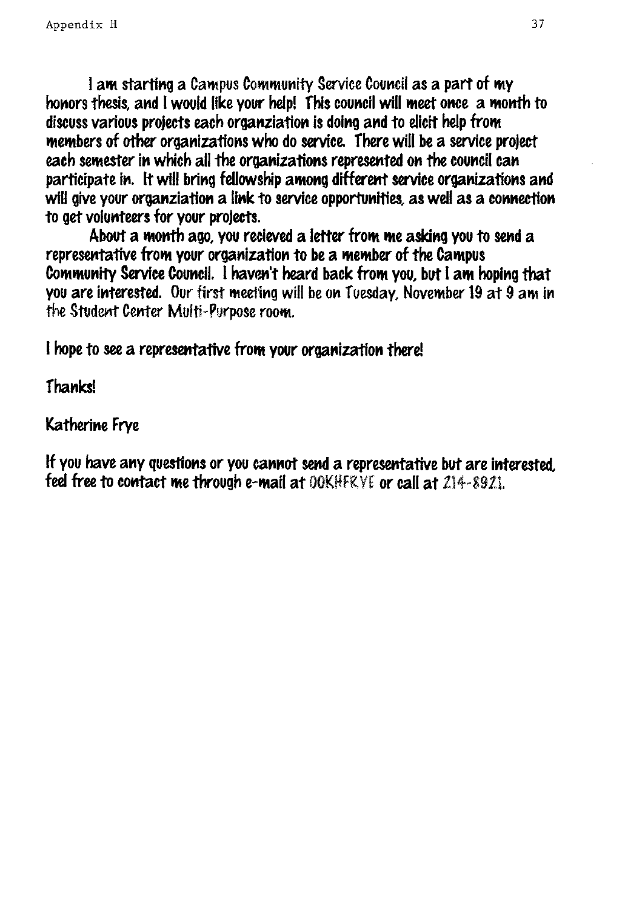Appendix H

I am starting a Campus Community Service Council as a part of my honors thesis, and I would like your help! This council will meet once a month to discuss various projects each organziation is doing and to elicit help from members of other organizations who do service. There will be a service project each semester in which all the organizations represented on the council can participate in. It will bring fellowship among different service organizations and will give your organziation a link to service opportunities, as well as a connection to get volunteers for your projects.

About a month ago, you recieved a letter from me asking you to send a representative from your organization to be a member of the Campus Community Service Council. I haven't heard back from you, but I am hoping that you are interested. Our first meeting will be on Tuesday, November 19 at 9 am in the Student Center Multi-Purpose room.

I hope to see a representative from your organization there!

Thanks!

Katherine Frye

If you have any questions or you cannot send a representative but are interested, feel free to contact me through e-mail at 00KHFRYE or call at 214-8921.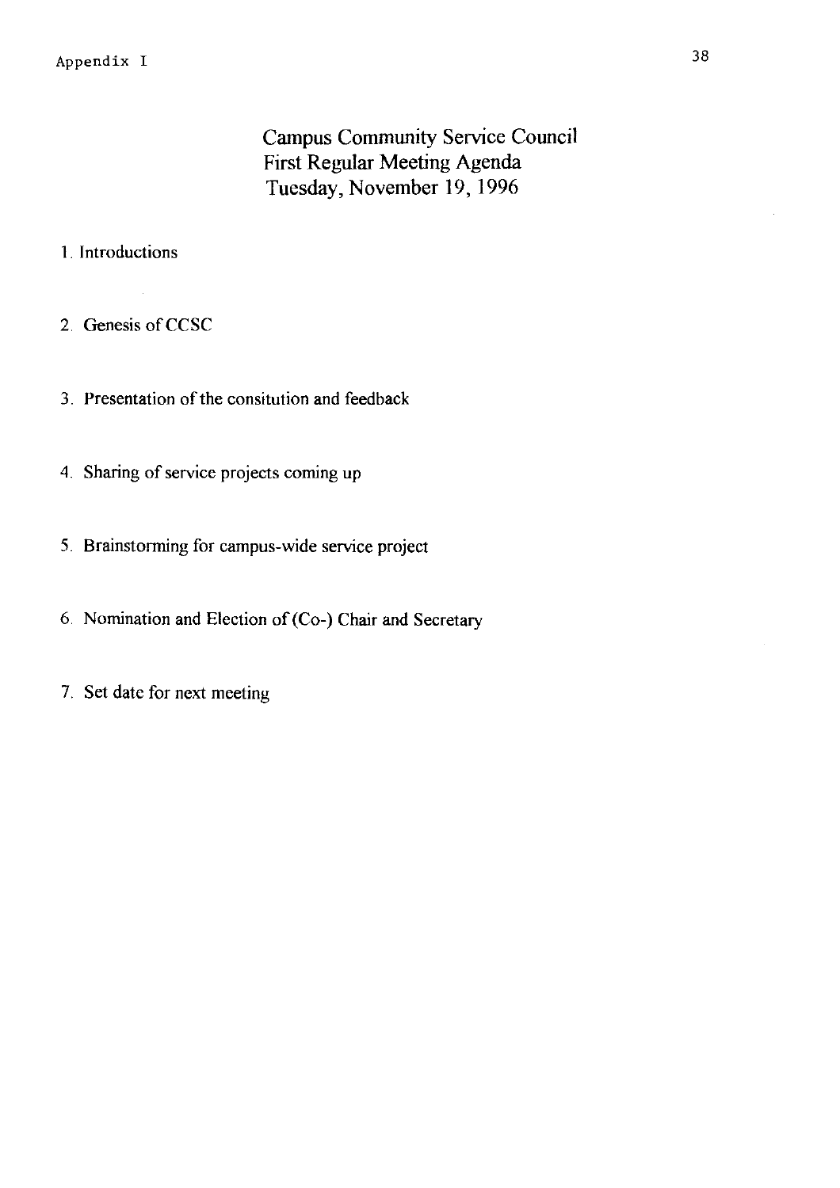Appendix I

# Campus Community Service Council
## First Regular Meeting Agenda
## Tuesday, November 19, 1996

1. Introductions

2. Genesis of CCSC

3. Presentation of the consitution and feedback

4. Sharing of service projects coming up

5. Brainstorming for campus-wide service project

6. Nomination and Election of (Co-) Chair and Secretary

7. Set date for next meeting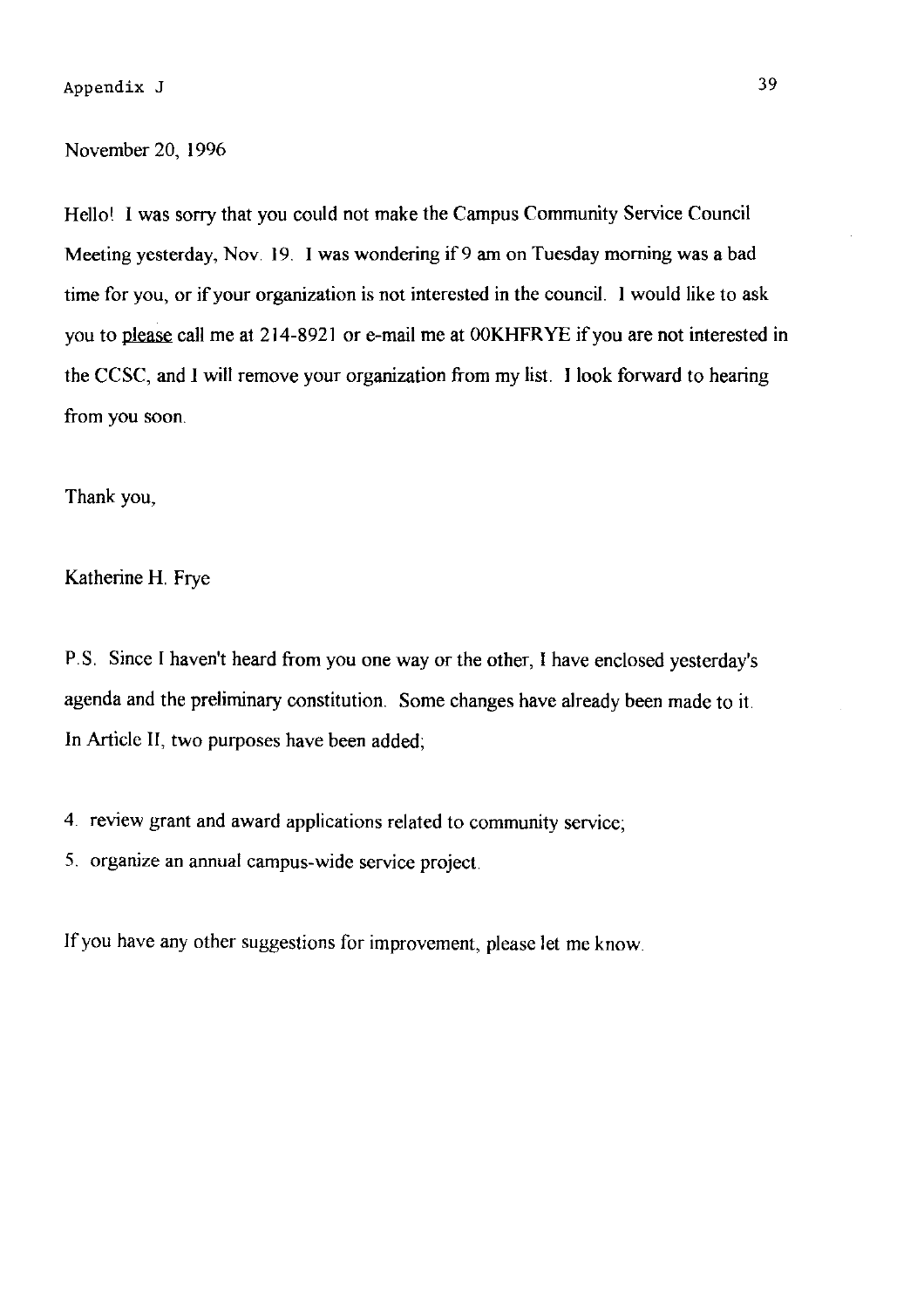November 20, 1996

Hello! I was sorry that you could not make the Campus Community Service Council Meeting yesterday, Nov. 19. I was wondering if 9 am on Tuesday morning was a bad time for you, or if your organization is not interested in the council. I would like to ask you to <u>please</u> call me at 214-8921 or e-mail me at 00KHFRYE if you are not interested in the CCSC, and I will remove your organization from my list. I look forward to hearing from you soon.

Thank you,

Katherine H. Frye

P.S. Since I haven't heard from you one way or the other, I have enclosed yesterday's agenda and the preliminary constitution. Some changes have already been made to it. In Article II, two purposes have been added;

4. review grant and award applications related to community service;
5. organize an annual campus-wide service project.

If you have any other suggestions for improvement, please let me know.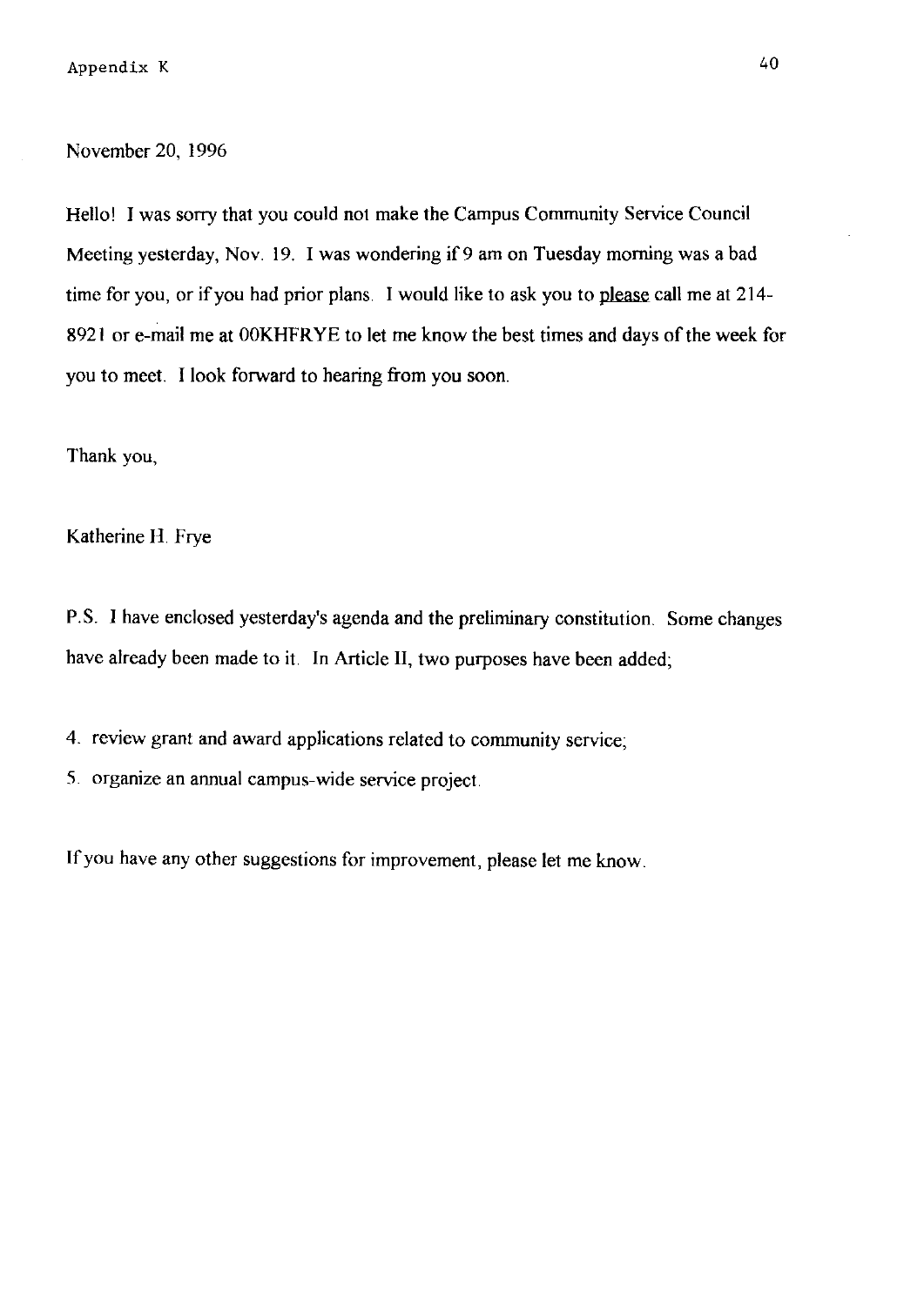Appendix K

November 20, 1996

Hello! I was sorry that you could not make the Campus Community Service Council Meeting yesterday, Nov. 19. I was wondering if 9 am on Tuesday morning was a bad time for you, or if you had prior plans. I would like to ask you to please call me at 214-8921 or e-mail me at 00KHFRYE to let me know the best times and days of the week for you to meet. I look forward to hearing from you soon.

Thank you,

Katherine H. Frye

P.S. I have enclosed yesterday's agenda and the preliminary constitution. Some changes have already been made to it. In Article II, two purposes have been added;

4. review grant and award applications related to community service;
5. organize an annual campus-wide service project.

If you have any other suggestions for improvement, please let me know.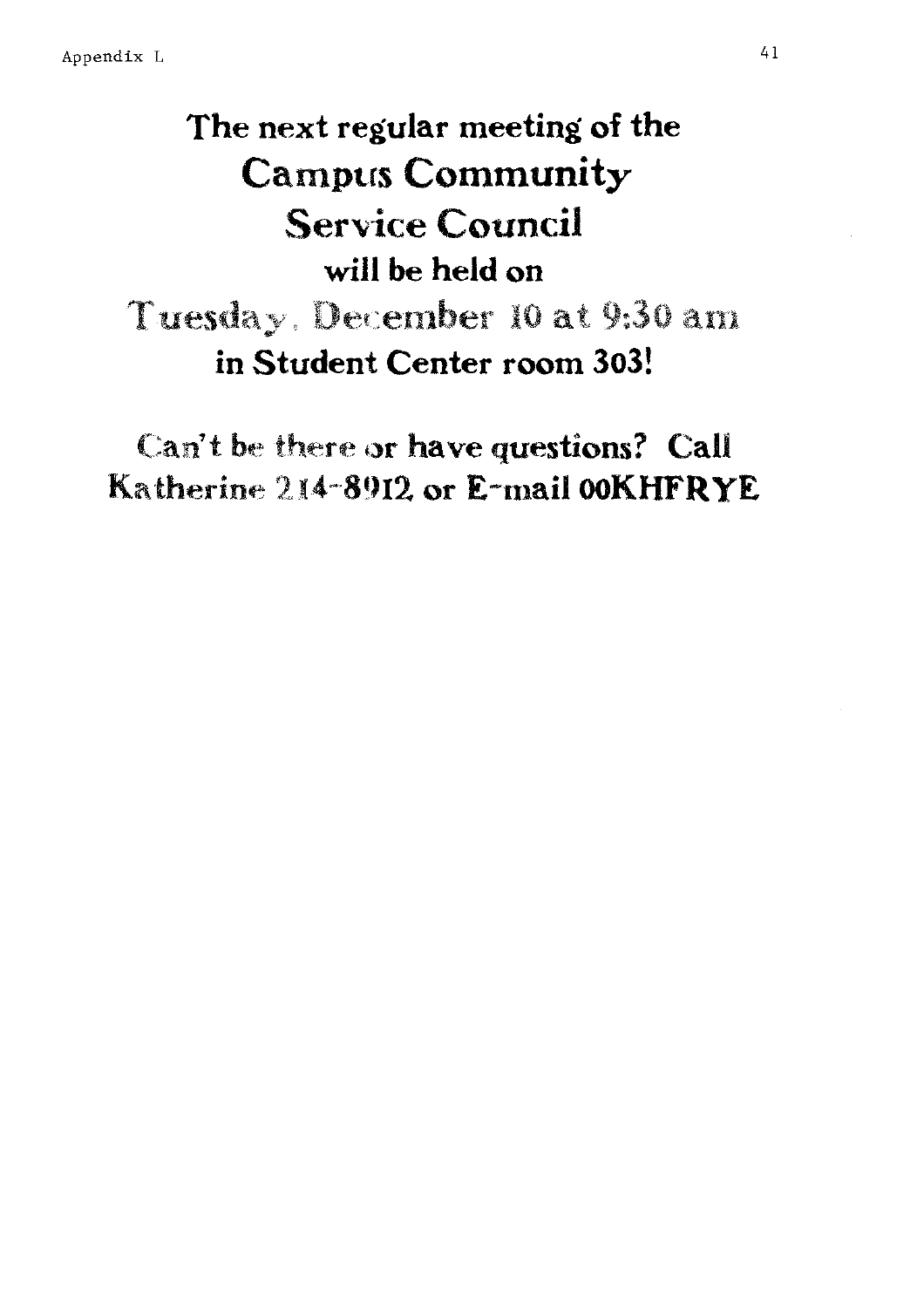Appendix L

**The next regular meeting of the**

**Campus Community Service Council**

**will be held on**

**Tuesday, December 10 at 9:30 am**

**in Student Center room 303!**

**Can't be there or have questions? Call Katherine 214-8912 or E-mail 00KHFRYE**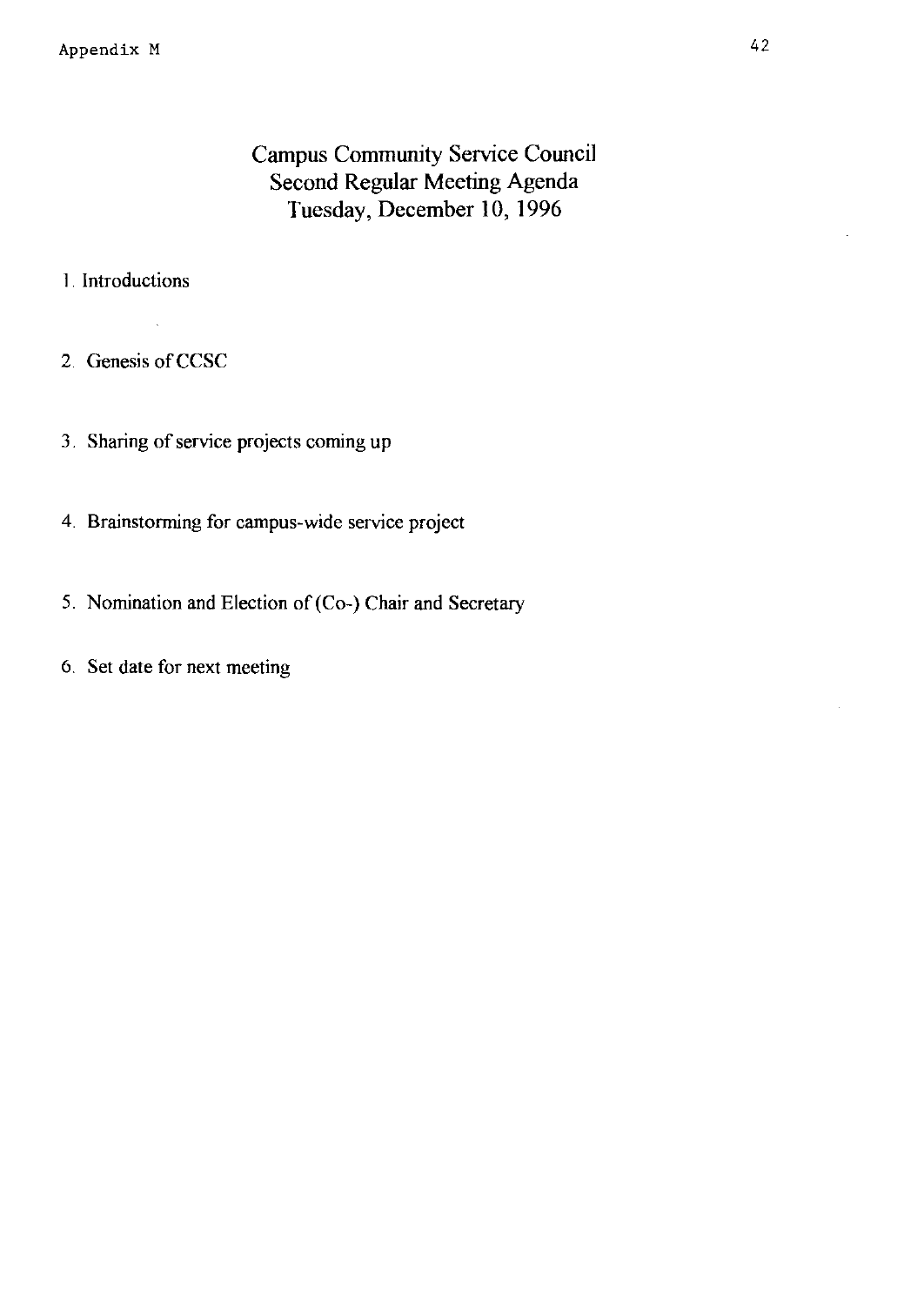Appendix M

# Campus Community Service Council
## Second Regular Meeting Agenda
## Tuesday, December 10, 1996

1. Introductions

2. Genesis of CCSC

3. Sharing of service projects coming up

4. Brainstorming for campus-wide service project

5. Nomination and Election of (Co-) Chair and Secretary

6. Set date for next meeting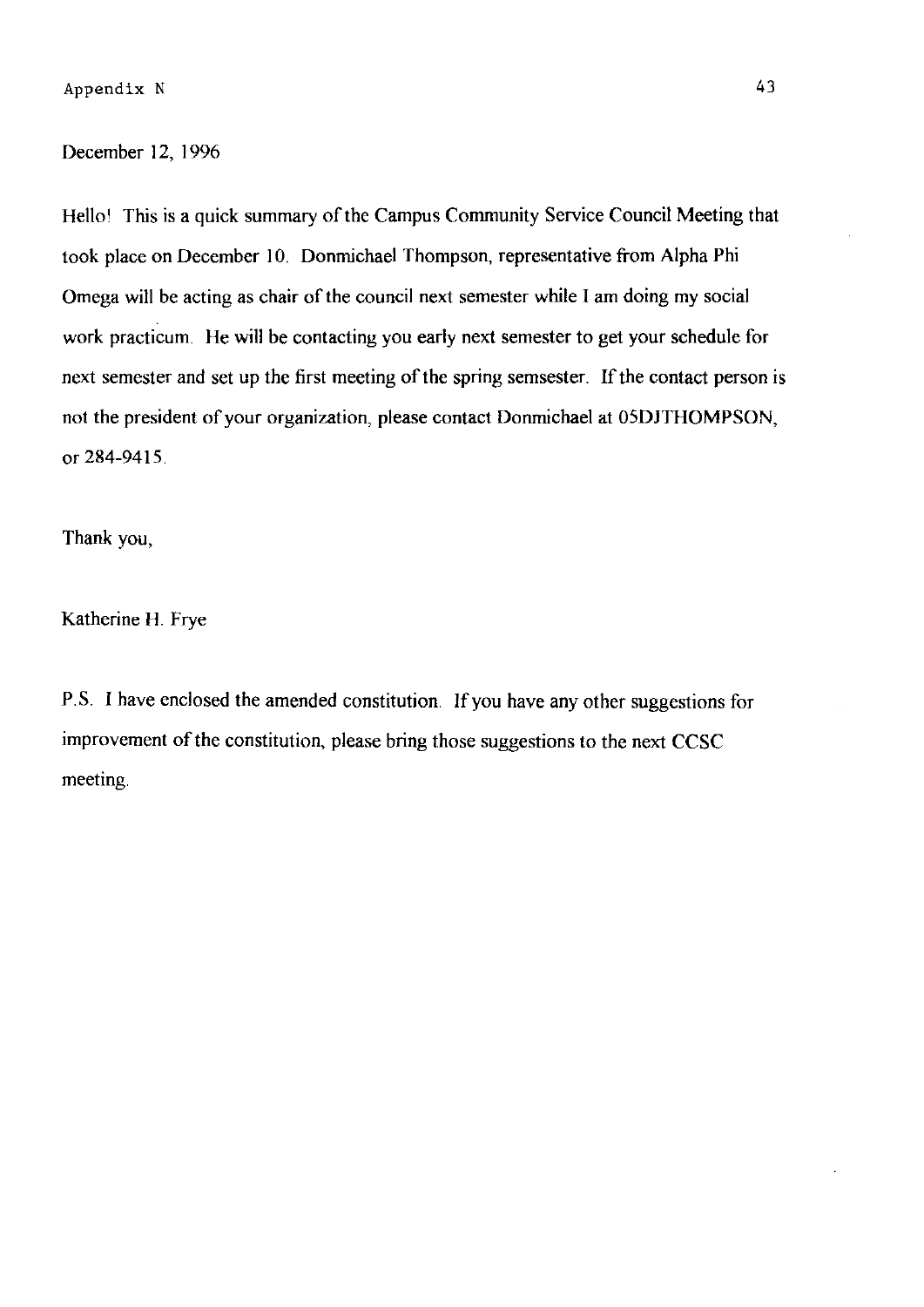Appendix N

December 12, 1996

Hello! This is a quick summary of the Campus Community Service Council Meeting that took place on December 10. Donmichael Thompson, representative from Alpha Phi Omega will be acting as chair of the council next semester while I am doing my social work practicum. He will be contacting you early next semester to get your schedule for next semester and set up the first meeting of the spring semsester. If the contact person is not the president of your organization, please contact Donmichael at 05DJTHOMPSON, or 284-9415.

Thank you,

Katherine H. Frye

P.S. I have enclosed the amended constitution. If you have any other suggestions for improvement of the constitution, please bring those suggestions to the next CCSC meeting.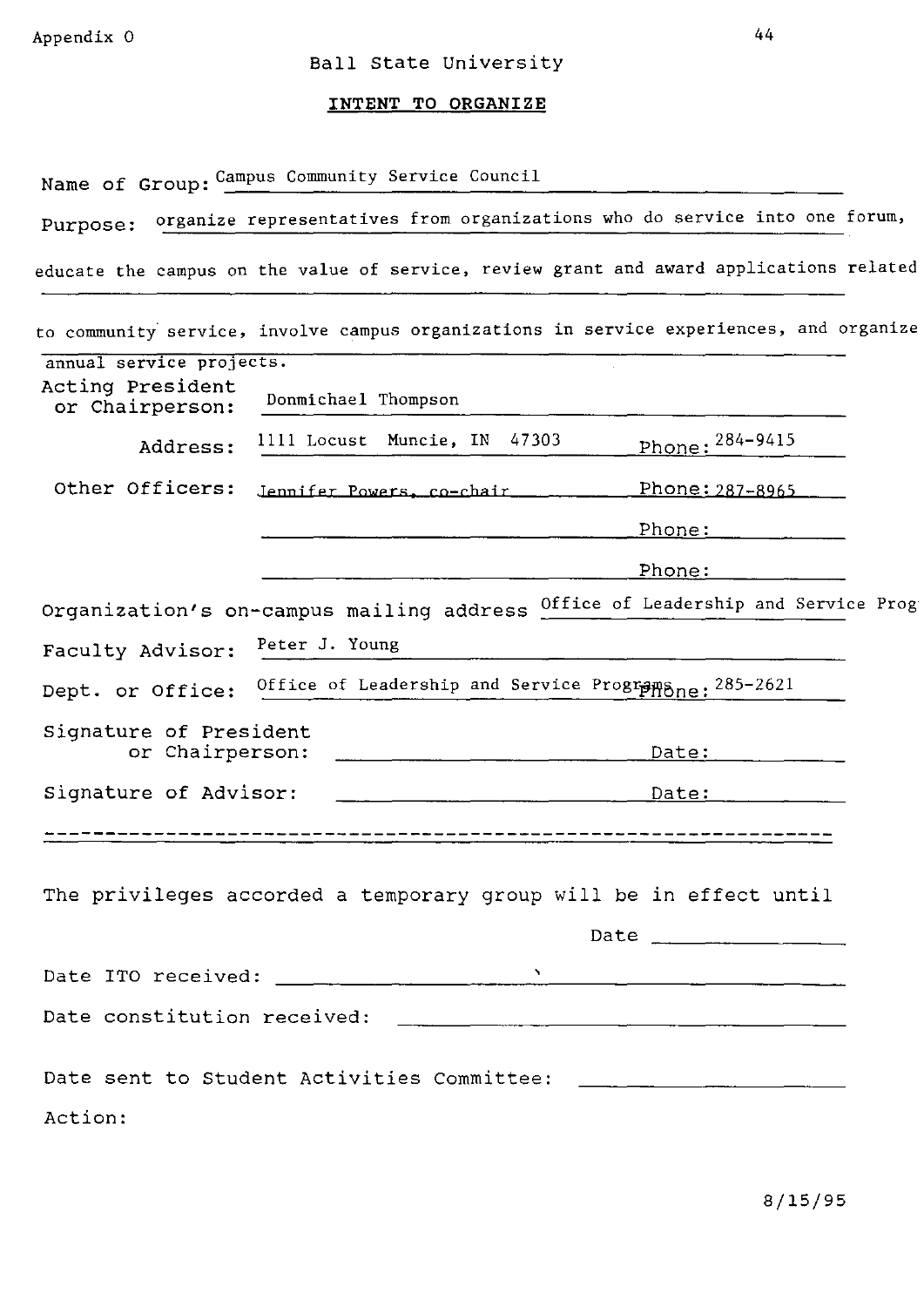Appendix O

Ball State University

**INTENT TO ORGANIZE**

Name of Group: Campus Community Service Council

Purpose: organize representatives from organizations who do service into one forum, educate the campus on the value of service, review grant and award applications related to community service, involve campus organizations in service experiences, and organize annual service projects.

Acting President or Chairperson: Donmichael Thompson

Address: 1111 Locust Muncie, IN 47303 Phone: 284-9415

Other Officers: Jennifer Powers, co-chair Phone: 287-8965

Phone:

Phone:

Organization's on-campus mailing address Office of Leadership and Service Prog

Faculty Advisor: Peter J. Young

Dept. or Office: Office of Leadership and Service Programs Phone: 285-2621

Signature of President or Chairperson: \_\_\_\_\_\_\_\_\_\_ Date: \_\_\_\_\_\_\_\_\_\_

Signature of Advisor: \_\_\_\_\_\_\_\_\_\_ Date: \_\_\_\_\_\_\_\_\_\_

---

The privileges accorded a temporary group will be in effect until

Date \_\_\_\_\_\_\_\_\_\_

Date ITO received: \_\_\_\_\_\_\_\_\_\_

Date constitution received: \_\_\_\_\_\_\_\_\_\_

Date sent to Student Activities Committee: \_\_\_\_\_\_\_\_\_\_

Action:

8/15/95